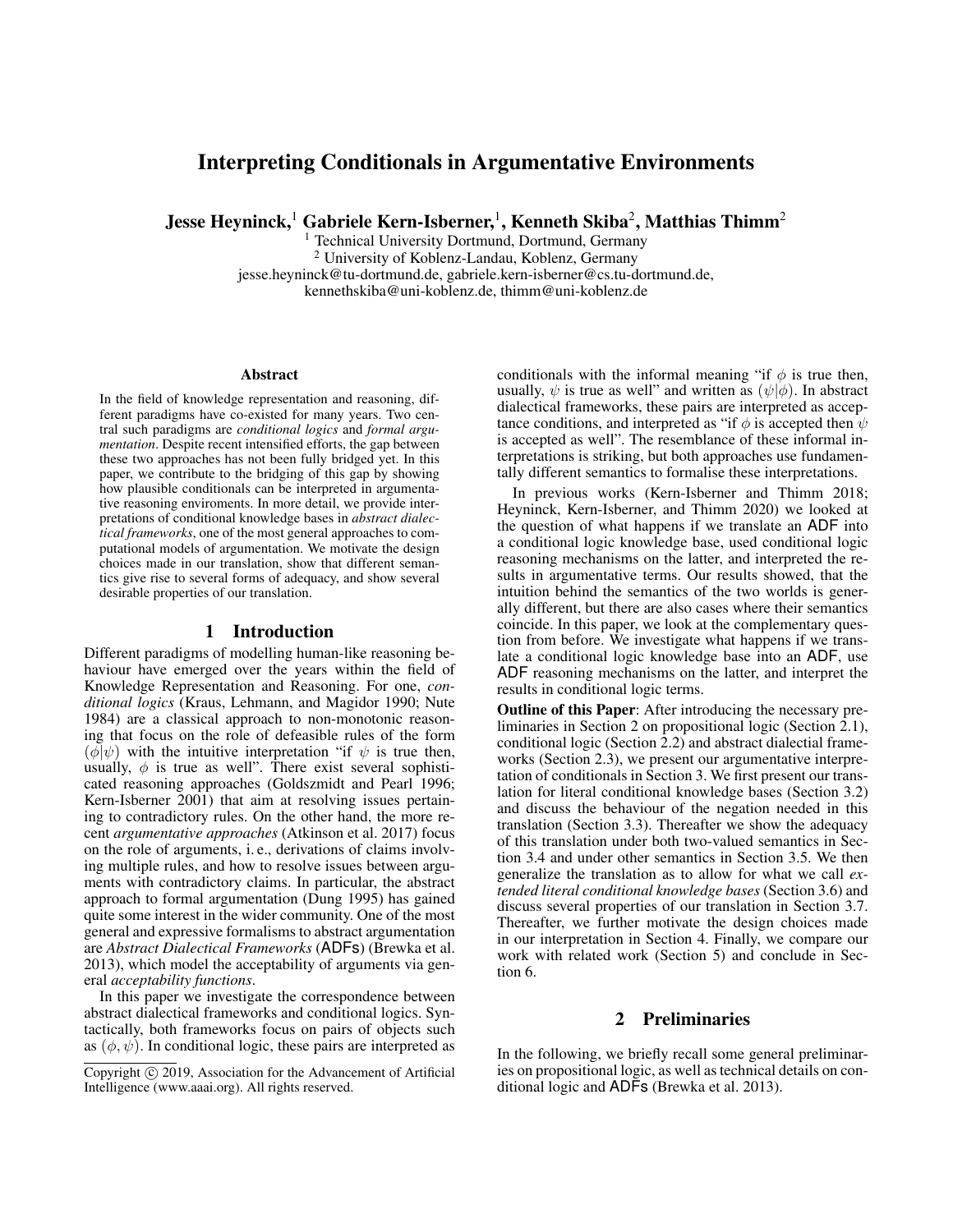# Interpreting Conditionals in Argumentative Environments

**Jesse Heyninck,[1] Gabriele Kern-Isberner,[1], Kenneth Skiba[2], Matthias Thimm[2]**

[1] Technical University Dortmund, Dortmund, Germany
[2] University of Koblenz-Landau, Koblenz, Germany
jesse.heyninck@tu-dortmund.de, gabriele.kern-isberner@cs.tu-dortmund.de,
kennethskiba@uni-koblenz.de, thimm@uni-koblenz.de

## Abstract

In the field of knowledge representation and reasoning, different paradigms have co-existed for many years. Two central such paradigms are *conditional logics* and *formal argumentation*. Despite recent intensified efforts, the gap between these two approaches has not been fully bridged yet. In this paper, we contribute to the bridging of this gap by showing how plausible conditionals can be interpreted in argumentative reasoning enviroments. In more detail, we provide interpretations of conditional knowledge bases in *abstract dialectical frameworks*, one of the most general approaches to computational models of argumentation. We motivate the design choices made in our translation, show that different semantics give rise to several forms of adequacy, and show several desirable properties of our translation.

## 1 Introduction

Different paradigms of modelling human-like reasoning behaviour have emerged over the years within the field of Knowledge Representation and Reasoning. For one, *conditional logics* (Kraus, Lehmann, and Magidor 1990; Nute 1984) are a classical approach to non-monotonic reasoning that focus on the role of defeasible rules of the form $(\phi|\psi)$ with the intuitive interpretation "if $\psi$ is true then, usually, $\phi$ is true as well". There exist several sophisticated reasoning approaches (Goldszmidt and Pearl 1996; Kern-Isberner 2001) that aim at resolving issues pertaining to contradictory rules. On the other hand, the more recent *argumentative approaches* (Atkinson et al. 2017) focus on the role of arguments, i. e., derivations of claims involving multiple rules, and how to resolve issues between arguments with contradictory claims. In particular, the abstract approach to formal argumentation (Dung 1995) has gained quite some interest in the wider community. One of the most general and expressive formalisms to abstract argumentation are *Abstract Dialectical Frameworks* (ADFs) (Brewka et al. 2013), which model the acceptability of arguments via general *acceptability functions*.

In this paper we investigate the correspondence between abstract dialectical frameworks and conditional logics. Syntactically, both frameworks focus on pairs of objects such as $(\phi, \psi)$. In conditional logic, these pairs are interpreted as conditionals with the informal meaning "if $\phi$ is true then, usually, $\psi$ is true as well" and written as $(\psi|\phi)$. In abstract dialectical frameworks, these pairs are interpreted as acceptance conditions, and interpreted as "if $\phi$ is accepted then $\psi$ is accepted as well". The resemblance of these informal interpretations is striking, but both approaches use fundamentally different semantics to formalise these interpretations.

In previous works (Kern-Isberner and Thimm 2018; Heyninck, Kern-Isberner, and Thimm 2020) we looked at the question of what happens if we translate an ADF into a conditional logic knowledge base, used conditional logic reasoning mechanisms on the latter, and interpreted the results in argumentative terms. Our results showed, that the intuition behind the semantics of the two worlds is generally different, but there are also cases where their semantics coincide. In this paper, we look at the complementary question from before. We investigate what happens if we translate a conditional logic knowledge base into an ADF, use ADF reasoning mechanisms on the latter, and interpret the results in conditional logic terms.

**Outline of this Paper**: After introducing the necessary preliminaries in Section 2 on propositional logic (Section 2.1), conditional logic (Section 2.2) and abstract dialectical frameworks (Section 2.3), we present our argumentative interpretation of conditionals in Section 3. We first present our translation for literal conditional knowledge bases (Section 3.2) and discuss the behaviour of the negation needed in this translation (Section 3.3). Thereafter we show the adequacy of this translation under both two-valued semantics in Section 3.4 and under other semantics in Section 3.5. We then generalize the translation as to allow for what we call *extended literal conditional knowledge bases* (Section 3.6) and discuss several properties of our translation in Section 3.7. Thereafter, we further motivate the design choices made in our interpretation in Section 4. Finally, we compare our work with related work (Section 5) and conclude in Section 6.

## 2 Preliminaries

In the following, we briefly recall some general preliminaries on propositional logic, as well as technical details on conditional logic and ADFs (Brewka et al. 2013).

Copyright © 2019, Association for the Advancement of Artificial Intelligence (www.aaai.org). All rights reserved.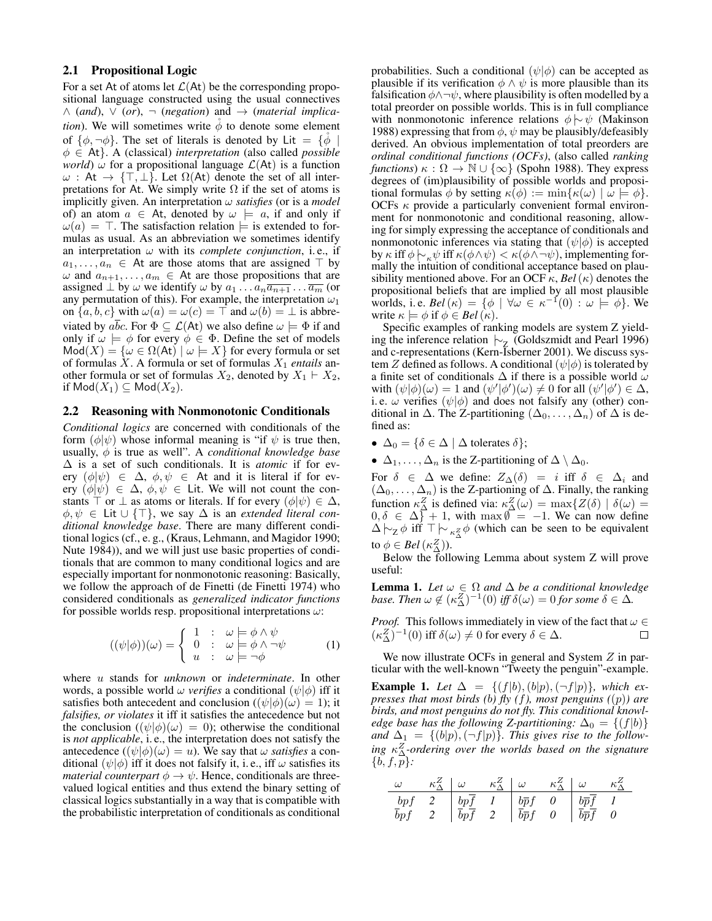## 2.1 Propositional Logic

For a set At of atoms let $\mathcal{L}(\mathsf{At})$ be the corresponding propositional language constructed using the usual connectives $\wedge$ (*and*), $\vee$ (*or*), $\neg$ (*negation*) and $\rightarrow$ (*material implication*). We will sometimes write $\mathring{\phi}$ to denote some element of $\{\phi, \neg\phi\}$. The set of literals is denoted by $\mathsf{Lit} = \{\mathring{\phi} \mid \phi \in \mathsf{At}\}$. A (classical) *interpretation* (also called *possible world*) $\omega$ for a propositional language $\mathcal{L}(\mathsf{At})$ is a function $\omega : \mathsf{At} \rightarrow \{\top, \bot\}$. Let $\Omega(\mathsf{At})$ denote the set of all interpretations for At. We simply write $\Omega$ if the set of atoms is implicitly given. An interpretation $\omega$ *satisfies* (or is a *model* of) an atom $a \in \mathsf{At}$, denoted by $\omega \models a$, if and only if $\omega(a) = \top$. The satisfaction relation $\models$ is extended to formulas as usual. As an abbreviation we sometimes identify an interpretation $\omega$ with its *complete conjunction*, i. e., if $a_1, \ldots, a_n \in \mathsf{At}$ are those atoms that are assigned $\top$ by $\omega$ and $a_{n+1}, \ldots, a_m \in \mathsf{At}$ are those propositions that are assigned $\bot$ by $\omega$ we identify $\omega$ by $a_1 \ldots a_n \overline{a_{n+1}} \ldots \overline{a_m}$ (or any permutation of this). For example, the interpretation $\omega_1$ on $\{a, b, c\}$ with $\omega(a) = \omega(c) = \top$ and $\omega(b) = \bot$ is abbreviated by $a\overline{b}c$. For $\Phi \subseteq \mathcal{L}(\mathsf{At})$ we also define $\omega \models \Phi$ if and only if $\omega \models \phi$ for every $\phi \in \Phi$. Define the set of models $\mathsf{Mod}(X) = \{\omega \in \Omega(\mathsf{At}) \mid \omega \models X\}$ for every formula or set of formulas $X$. A formula or set of formulas $X_1$ *entails* another formula or set of formulas $X_2$, denoted by $X_1 \vdash X_2$, if $\mathsf{Mod}(X_1) \subseteq \mathsf{Mod}(X_2)$.

## 2.2 Reasoning with Nonmonotonic Conditionals

*Conditional logics* are concerned with conditionals of the form $(\phi|\psi)$ whose informal meaning is "if $\psi$ is true then, usually, $\phi$ is true as well". A *conditional knowledge base* $\Delta$ is a set of such conditionals. It is *atomic* if for every $(\phi|\psi) \in \Delta$, $\phi, \psi \in \mathsf{At}$ and it is literal if for every $(\phi|\psi) \in \Delta$, $\phi, \psi \in \mathsf{Lit}$. We will not count the constants $\top$ or $\bot$ as atoms or literals. If for every $(\phi|\psi) \in \Delta$, $\phi, \psi \in \mathsf{Lit} \cup \{\top\}$, we say $\Delta$ is an *extended literal conditional knowledge base*. There are many different conditional logics (cf., e. g., (Kraus, Lehmann, and Magidor 1990; Nute 1984)), and we will just use basic properties of conditionals that are common to many conditional logics and are especially important for nonmonotonic reasoning: Basically, we follow the approach of de Finetti (de Finetti 1974) who considered conditionals as *generalized indicator functions* for possible worlds resp. propositional interpretations $\omega$:

$$((\psi|\phi))(\omega) = \begin{cases} 1 & : \quad \omega \models \phi \wedge \psi \\ 0 & : \quad \omega \models \phi \wedge \neg\psi \\ u & : \quad \omega \models \neg\phi \end{cases} \qquad (1)$$

where $u$ stands for *unknown* or *indeterminate*. In other words, a possible world $\omega$ *verifies* a conditional $(\psi|\phi)$ iff it satisfies both antecedent and conclusion ($(\psi|\phi)(\omega) = 1$); it *falsifies, or violates* it iff it satisfies the antecedence but not the conclusion ($(\psi|\phi)(\omega) = 0$); otherwise the conditional is *not applicable*, i. e., the interpretation does not satisfy the antecedence ($(\psi|\phi)(\omega) = u$). We say that $\omega$ *satisfies* a conditional $(\psi|\phi)$ iff it does not falsify it, i. e., iff $\omega$ satisfies its *material counterpart* $\phi \rightarrow \psi$. Hence, conditionals are three-valued logical entities and thus extend the binary setting of classical logics substantially in a way that is compatible with the probabilistic interpretation of conditionals as conditional probabilities. Such a conditional $(\psi|\phi)$ can be accepted as plausible if its verification $\phi \wedge \psi$ is more plausible than its falsification $\phi \wedge \neg\psi$, where plausibility is often modelled by a total preorder on possible worlds. This is in full compliance with nonmonotonic inference relations $\phi \mid\!\sim \psi$ (Makinson 1988) expressing that from $\phi$, $\psi$ may be plausibly/defeasibly derived. An obvious implementation of total preorders are *ordinal conditional functions (OCFs)*, (also called *ranking functions*) $\kappa : \Omega \rightarrow \mathbb{N} \cup \{\infty\}$ (Spohn 1988). They express degrees of (im)plausibility of possible worlds and propositional formulas $\phi$ by setting $\kappa(\phi) := \min\{\kappa(\omega) \mid \omega \models \phi\}$. OCFs $\kappa$ provide a particularly convenient formal environment for nonmonotonic and conditional reasoning, allowing for simply expressing the acceptance of conditionals and nonmonotonic inferences via stating that $(\psi|\phi)$ is accepted by $\kappa$ iff $\phi \mid\!\sim_\kappa \psi$ iff $\kappa(\phi \wedge \psi) < \kappa(\phi \wedge \neg\psi)$, implementing formally the intuition of conditional acceptance based on plausibility mentioned above. For an OCF $\kappa$, $Bel(\kappa)$ denotes the propositional beliefs that are implied by all most plausible worlds, i. e. $Bel(\kappa) = \{\phi \mid \forall \omega \in \kappa^{-1}(0) : \omega \models \phi\}$. We write $\kappa \models \phi$ if $\phi \in Bel(\kappa)$.

Specific examples of ranking models are system Z yielding the inference relation $\mid\!\sim_Z$ (Goldszmidt and Pearl 1996) and c-representations (Kern-Isberner 2001). We discuss system $Z$ defined as follows. A conditional $(\psi|\phi)$ is tolerated by a finite set of conditionals $\Delta$ if there is a possible world $\omega$ with $(\psi|\phi)(\omega) = 1$ and $(\psi'|\phi')(\omega) \neq 0$ for all $(\psi'|\phi') \in \Delta$, i. e. $\omega$ verifies $(\psi|\phi)$ and does not falsify any (other) conditional in $\Delta$. The Z-partitioning $(\Delta_0, \ldots, \Delta_n)$ of $\Delta$ is defined as:

- $\Delta_0 = \{\delta \in \Delta \mid \Delta \text{ tolerates } \delta\}$;
- $\Delta_1, \ldots, \Delta_n$ is the Z-partitioning of $\Delta \setminus \Delta_0$.

For $\delta \in \Delta$ we define: $Z_\Delta(\delta) = i$ iff $\delta \in \Delta_i$ and $(\Delta_0, \ldots, \Delta_n)$ is the Z-partioning of $\Delta$. Finally, the ranking function $\kappa^Z_\Delta$ is defined via: $\kappa^Z_\Delta(\omega) = \max\{Z(\delta) \mid \delta(\omega) = 0, \delta \in \Delta\} + 1$, with $\max \emptyset = -1$. We can now define $\Delta \mid\!\sim_Z \phi$ iff $\top \mid\!\sim_{\kappa^Z_\Delta} \phi$ (which can be seen to be equivalent to $\phi \in Bel(\kappa^Z_\Delta)$).

Below the following Lemma about system Z will prove useful:

**Lemma 1.** *Let $\omega \in \Omega$ and $\Delta$ be a conditional knowledge base. Then $\omega \notin (\kappa^Z_\Delta)^{-1}(0)$ iff $\delta(\omega) = 0$ for some $\delta \in \Delta$.*

*Proof.* This follows immediately in view of the fact that $\omega \in (\kappa^Z_\Delta)^{-1}(0)$ iff $\delta(\omega) \neq 0$ for every $\delta \in \Delta$. ∎

We now illustrate OCFs in general and System $Z$ in particular with the well-known "Tweety the penguin"-example.

**Example 1.** *Let $\Delta = \{(f|b), (b|p), (\neg f|p)\}$, which expresses that most birds (b) fly (f), most penguins ((p)) are birds, and most penguins do not fly. This conditional knowledge base has the following Z-partitioning: $\Delta_0 = \{(f|b)\}$ and $\Delta_1 = \{(b|p), (\neg f|p)\}$. This gives rise to the following $\kappa^Z_\Delta$-ordering over the worlds based on the signature $\{b, f, p\}$:*

| $\omega$ | $\kappa^Z_\Delta$ | $\omega$ | $\kappa^Z_\Delta$ | $\omega$ | $\kappa^Z_\Delta$ | $\omega$ | $\kappa^Z_\Delta$ |
|---|---|---|---|---|---|---|---|
| $bpf$ | 2 | $bp\overline{f}$ | 1 | $b\overline{p}f$ | 0 | $b\overline{p}\overline{f}$ | 1 |
| $\overline{b}pf$ | 2 | $\overline{b}p\overline{f}$ | 2 | $\overline{b}\overline{p}f$ | 0 | $\overline{b}\overline{p}\overline{f}$ | 0 |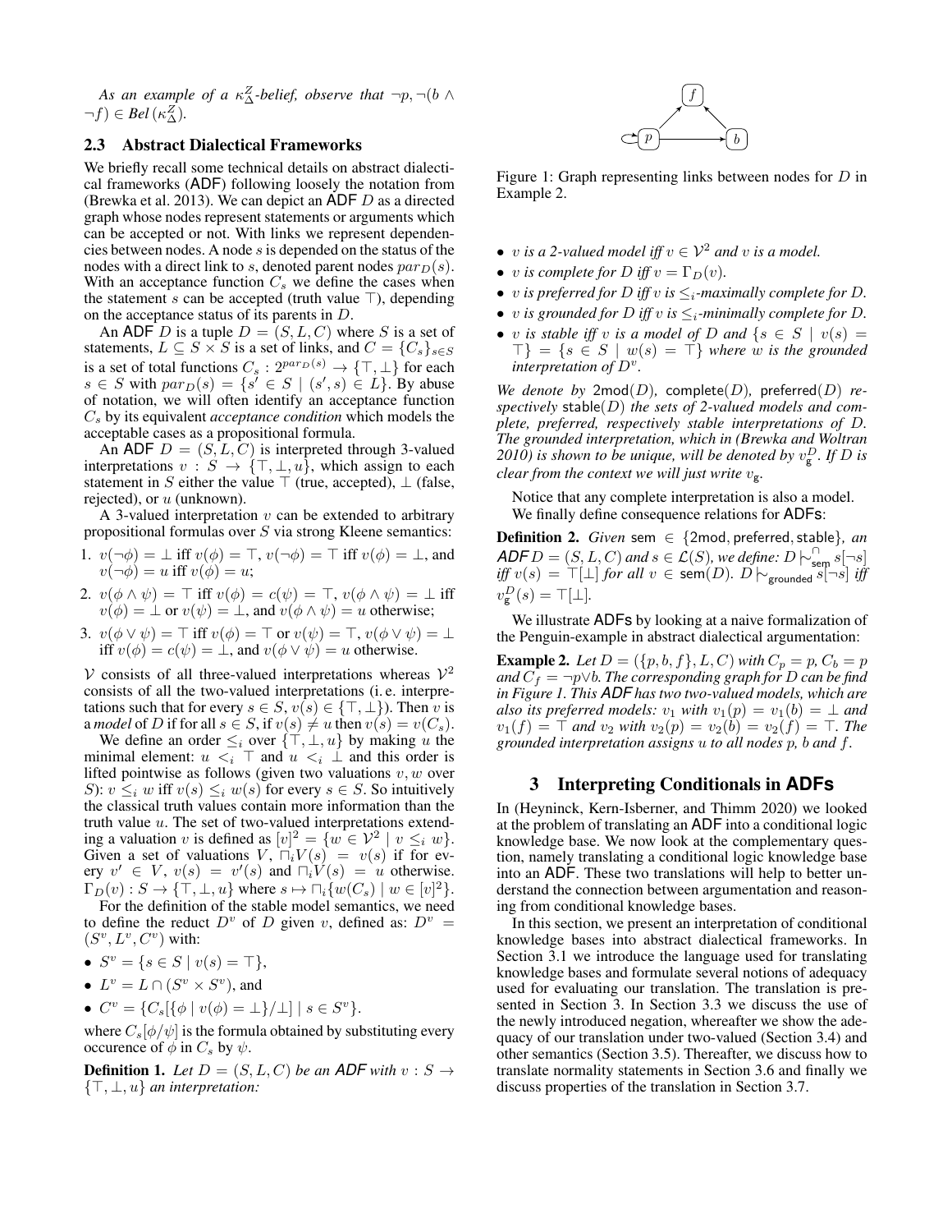*As an example of a $\kappa^Z_\Delta$-belief, observe that $\neg p, \neg(b \wedge \neg f) \in Bel(\kappa^Z_\Delta)$.*

### 2.3 Abstract Dialectical Frameworks

We briefly recall some technical details on abstract dialectical frameworks (ADF) following loosely the notation from (Brewka et al. 2013). We can depict an ADF $D$ as a directed graph whose nodes represent statements or arguments which can be accepted or not. With links we represent dependencies between nodes. A node $s$ is depended on the status of the nodes with a direct link to $s$, denoted parent nodes $par_D(s)$. With an acceptance function $C_s$ we define the cases when the statement $s$ can be accepted (truth value $\top$), depending on the acceptance status of its parents in $D$.

An ADF $D$ is a tuple $D = (S, L, C)$ where $S$ is a set of statements, $L \subseteq S \times S$ is a set of links, and $C = \{C_s\}_{s \in S}$ is a set of total functions $C_s : 2^{par_D(s)} \to \{\top, \bot\}$ for each $s \in S$ with $par_D(s) = \{s' \in S \mid (s', s) \in L\}$. By abuse of notation, we will often identify an acceptance function $C_s$ by its equivalent *acceptance condition* which models the acceptable cases as a propositional formula.

An ADF $D = (S, L, C)$ is interpreted through 3-valued interpretations $v : S \to \{\top, \bot, u\}$, which assign to each statement in $S$ either the value $\top$ (true, accepted), $\bot$ (false, rejected), or $u$ (unknown).

A 3-valued interpretation $v$ can be extended to arbitrary propositional formulas over $S$ via strong Kleene semantics:

1. $v(\neg\phi) = \bot$ iff $v(\phi) = \top$, $v(\neg\phi) = \top$ iff $v(\phi) = \bot$, and $v(\neg\phi) = u$ iff $v(\phi) = u$;
2. $v(\phi \wedge \psi) = \top$ iff $v(\phi) = c(\psi) = \top$, $v(\phi \wedge \psi) = \bot$ iff $v(\phi) = \bot$ or $v(\psi) = \bot$, and $v(\phi \wedge \psi) = u$ otherwise;
3. $v(\phi \vee \psi) = \top$ iff $v(\phi) = \top$ or $v(\psi) = \top$, $v(\phi \vee \psi) = \bot$ iff $v(\phi) = c(\psi) = \bot$, and $v(\phi \vee \psi) = u$ otherwise.

$\mathcal{V}$ consists of all three-valued interpretations whereas $\mathcal{V}^2$ consists of all the two-valued interpretations (i. e. interpretations such that for every $s \in S$, $v(s) \in \{\top, \bot\}$). Then $v$ is a *model* of $D$ if for all $s \in S$, if $v(s) \neq u$ then $v(s) = v(C_s)$.

We define an order $\leq_i$ over $\{\top, \bot, u\}$ by making $u$ the minimal element: $u <_i \top$ and $u <_i \bot$ and this order is lifted pointwise as follows (given two valuations $v, w$ over $S$): $v \leq_i w$ iff $v(s) \leq_i w(s)$ for every $s \in S$. So intuitively the classical truth values contain more information than the truth value $u$. The set of two-valued interpretations extending a valuation $v$ is defined as $[v]^2 = \{w \in \mathcal{V}^2 \mid v \leq_i w\}$. Given a set of valuations $V$, $\sqcap_i V(s) = v(s)$ if for every $v' \in V$, $v(s) = v'(s)$ and $\sqcap_i V(s) = u$ otherwise. $\Gamma_D(v) : S \to \{\top, \bot, u\}$ where $s \mapsto \sqcap_i\{w(C_s) \mid w \in [v]^2\}$.

For the definition of the stable model semantics, we need to define the reduct $D^v$ of $D$ given $v$, defined as: $D^v = (S^v, L^v, C^v)$ with:

- $S^v = \{s \in S \mid v(s) = \top\}$,
- $L^v = L \cap (S^v \times S^v)$, and
- $C^v = \{C_s[\{\phi \mid v(\phi) = \bot\}/\bot] \mid s \in S^v\}$.

where $C_s[\phi/\psi]$ is the formula obtained by substituting every occurence of $\phi$ in $C_s$ by $\psi$.

**Definition 1.** *Let $D = (S, L, C)$ be an ADF with $v : S \to \{\top, \bot, u\}$ an interpretation:*

- *$v$ is a 2-valued model iff $v \in \mathcal{V}^2$ and $v$ is a model.*
- *$v$ is complete for $D$ iff $v = \Gamma_D(v)$.*
- *$v$ is preferred for $D$ iff $v$ is $\leq_i$-maximally complete for $D$.*
- *$v$ is grounded for $D$ iff $v$ is $\leq_i$-minimally complete for $D$.*
- *$v$ is stable iff $v$ is a model of $D$ and $\{s \in S \mid v(s) = \top\} = \{s \in S \mid w(s) = \top\}$ where $w$ is the grounded interpretation of $D^v$.*

*We denote by $\mathsf{2mod}(D)$, $\mathsf{complete}(D)$, $\mathsf{preferred}(D)$ respectively $\mathsf{stable}(D)$ the sets of 2-valued models and complete, preferred, respectively stable interpretations of $D$. The grounded interpretation, which in (Brewka and Woltran 2010) is shown to be unique, will be denoted by $v^D_{\mathsf{g}}$. If $D$ is clear from the context we will just write $v_{\mathsf{g}}$.*

Notice that any complete interpretation is also a model.

We finally define consequence relations for ADFs:

**Definition 2.** *Given $\mathsf{sem} \in \{\mathsf{2mod}, \mathsf{preferred}, \mathsf{stable}\}$, an ADF $D = (S, L, C)$ and $s \in \mathcal{L}(S)$, we define: $D \mid\!\sim^{\cap}_{\mathsf{sem}} s[\neg s]$ iff $v(s) = \top[\bot]$ for all $v \in \mathsf{sem}(D)$. $D \mid\!\sim_{\mathsf{grounded}} s[\neg s]$ iff $v^D_{\mathsf{g}}(s) = \top[\bot]$.*

We illustrate ADFs by looking at a naive formalization of the Penguin-example in abstract dialectical argumentation:

**Example 2.** *Let $D = (\{p, b, f\}, L, C)$ with $C_p = p$, $C_b = p$ and $C_f = \neg p \vee b$. The corresponding graph for $D$ can be find in Figure 1. This ADF has two two-valued models, which are also its preferred models: $v_1$ with $v_1(p) = v_1(b) = \bot$ and $v_1(f) = \top$ and $v_2$ with $v_2(p) = v_2(b) = v_2(f) = \top$. The grounded interpretation assigns $u$ to all nodes $p$, $b$ and $f$.*

Figure 1: Graph representing links between nodes for $D$ in Example 2.

## 3 Interpreting Conditionals in ADFs

In (Heyninck, Kern-Isberner, and Thimm 2020) we looked at the problem of translating an ADF into a conditional logic knowledge base. We now look at the complementary question, namely translating a conditional logic knowledge base into an ADF. These two translations will help to better understand the connection between argumentation and reasoning from conditional knowledge bases.

In this section, we present an interpretation of conditional knowledge bases into abstract dialectical frameworks. In Section 3.1 we introduce the language used for translating knowledge bases and formulate several notions of adequacy used for evaluating our translation. The translation is presented in Section 3. In Section 3.3 we discuss the use of the newly introduced negation, whereafter we show the adequacy of our translation under two-valued (Section 3.4) and other semantics (Section 3.5). Thereafter, we discuss how to translate normality statements in Section 3.6 and finally we discuss properties of the translation in Section 3.7.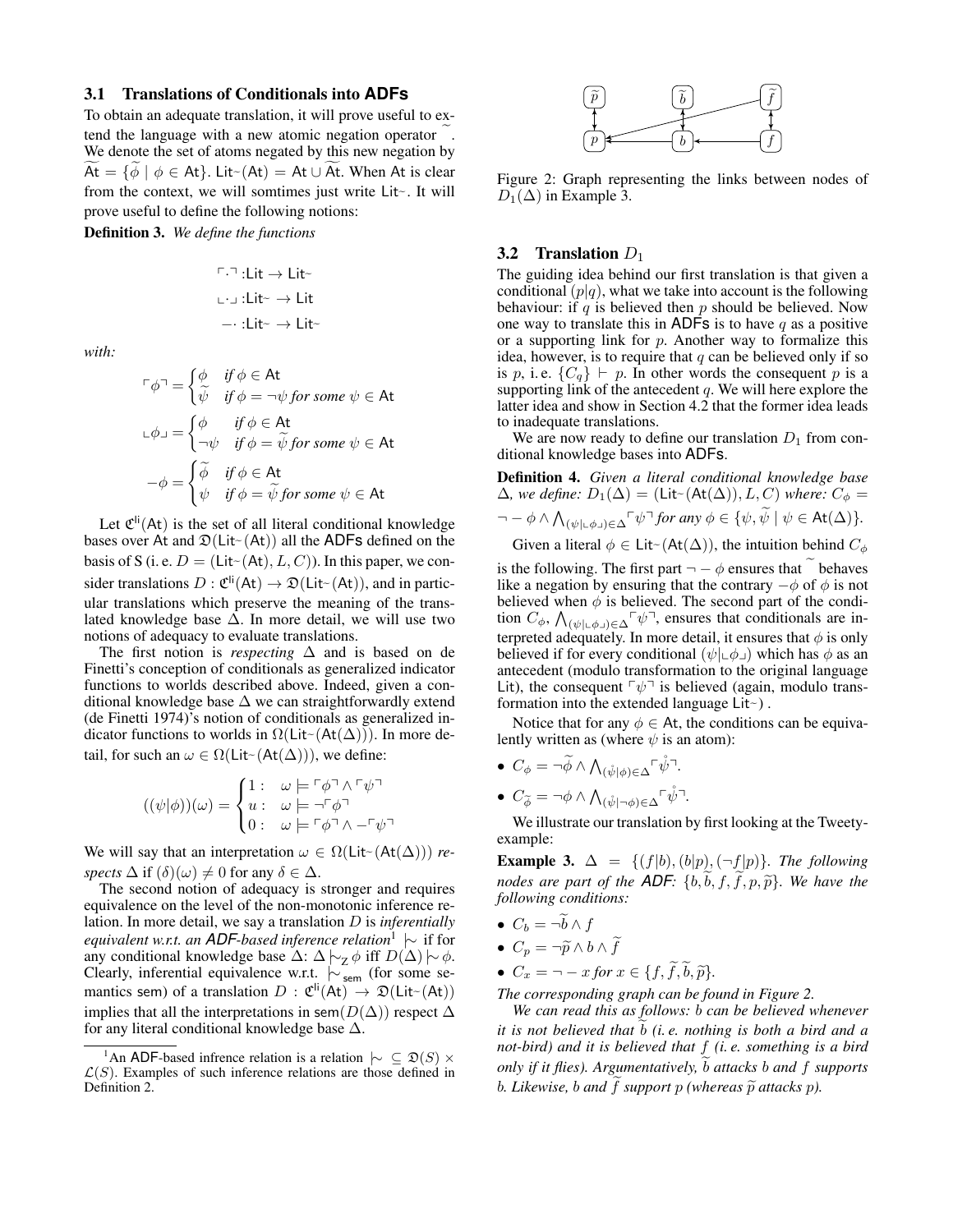### 3.1 Translations of Conditionals into ADFs

To obtain an adequate translation, it will prove useful to extend the language with a new atomic negation operator $\widetilde{\cdot}$. We denote the set of atoms negated by this new negation by $\widetilde{\mathsf{At}} = \{\widetilde{\phi} \mid \phi \in \mathsf{At}\}$. $\mathsf{Lit}^{\sim}(\mathsf{At}) = \mathsf{At} \cup \widetilde{\mathsf{At}}$. When At is clear from the context, we will somtimes just write $\mathsf{Lit}^{\sim}$. It will prove useful to define the following notions:

**Definition 3.** *We define the functions*

$$\ulcorner \cdot \urcorner : \mathsf{Lit} \to \mathsf{Lit}^{\sim}$$
$$\llcorner \cdot \lrcorner : \mathsf{Lit}^{\sim} \to \mathsf{Lit}$$
$$- \cdot : \mathsf{Lit}^{\sim} \to \mathsf{Lit}^{\sim}$$

*with:*

$$\ulcorner \phi \urcorner = \begin{cases} \phi & \text{if } \phi \in \mathsf{At} \\ \widetilde{\psi} & \text{if } \phi = \neg\psi \text{ for some } \psi \in \mathsf{At} \end{cases}$$

$$\llcorner \phi \lrcorner = \begin{cases} \phi & \text{if } \phi \in \mathsf{At} \\ \neg\psi & \text{if } \phi = \widetilde{\psi} \text{ for some } \psi \in \mathsf{At} \end{cases}$$

$$-\phi = \begin{cases} \widetilde{\phi} & \text{if } \phi \in \mathsf{At} \\ \psi & \text{if } \phi = \widetilde{\psi} \text{ for some } \psi \in \mathsf{At} \end{cases}$$

Let $\mathfrak{C}^{\mathsf{li}}(\mathsf{At})$ is the set of all literal conditional knowledge bases over At and $\mathfrak{D}(\mathsf{Lit}^{\sim}(\mathsf{At}))$ all the ADFs defined on the basis of S (i. e. $D = (\mathsf{Lit}^{\sim}(\mathsf{At}), L, C)$). In this paper, we consider translations $D : \mathfrak{C}^{\mathsf{li}}(\mathsf{At}) \to \mathfrak{D}(\mathsf{Lit}^{\sim}(\mathsf{At}))$, and in particular translations which preserve the meaning of the translated knowledge base $\Delta$. In more detail, we will use two notions of adequacy to evaluate translations.

The first notion is *respecting* $\Delta$ and is based on de Finetti's conception of conditionals as generalized indicator functions to worlds described above. Indeed, given a conditional knowledge base $\Delta$ we can straightforwardly extend (de Finetti 1974)'s notion of conditionals as generalized indicator functions to worlds in $\Omega(\mathsf{Lit}^{\sim}(\mathsf{At}(\Delta)))$. In more detail, for such an $\omega \in \Omega(\mathsf{Lit}^{\sim}(\mathsf{At}(\Delta)))$, we define:

$$((\psi|\phi))(\omega) = \begin{cases} 1 : & \omega \models \ulcorner\phi\urcorner \wedge \ulcorner\psi\urcorner \\ u : & \omega \models \neg\ulcorner\phi\urcorner \\ 0 : & \omega \models \ulcorner\phi\urcorner \wedge -\ulcorner\psi\urcorner \end{cases}$$

We will say that an interpretation $\omega \in \Omega(\mathsf{Lit}^{\sim}(\mathsf{At}(\Delta)))$ *respects* $\Delta$ if $(\delta)(\omega) \neq 0$ for any $\delta \in \Delta$.

The second notion of adequacy is stronger and requires equivalence on the level of the non-monotonic inference relation. In more detail, we say a translation $D$ is *inferentially equivalent w.r.t. an ADF-based inference relation*[1] $\mathrel{|\!\sim}$ if for any conditional knowledge base $\Delta$: $\Delta \mathrel{|\!\sim}_{\mathsf{Z}} \phi$ iff $D(\Delta) \mathrel{|\!\sim} \phi$. Clearly, inferential equivalence w.r.t. $\mathrel{|\!\sim}_{\mathsf{sem}}$ (for some semantics sem) of a translation $D : \mathfrak{C}^{\mathsf{li}}(\mathsf{At}) \to \mathfrak{D}(\mathsf{Lit}^{\sim}(\mathsf{At}))$ implies that all the interpretations in $\mathsf{sem}(D(\Delta))$ respect $\Delta$ for any literal conditional knowledge base $\Delta$.

[1] An ADF-based infrence relation is a relation $\mathrel{|\!\sim} \subseteq \mathfrak{D}(S) \times \mathcal{L}(S)$. Examples of such inference relations are those defined in Definition 2.

Figure 2: Graph representing the links between nodes of $D_1(\Delta)$ in Example 3.

### 3.2 Translation $D_1$

The guiding idea behind our first translation is that given a conditional $(p|q)$, what we take into account is the following behaviour: if $q$ is believed then $p$ should be believed. Now one way to translate this in ADFs is to have $q$ as a positive or a supporting link for $p$. Another way to formalize this idea, however, is to require that $q$ can be believed only if so is $p$, i. e. $\{C_q\} \vdash p$. In other words the consequent $p$ is a supporting link of the antecedent $q$. We will here explore the latter idea and show in Section 4.2 that the former idea leads to inadequate translations.

We are now ready to define our translation $D_1$ from conditional knowledge bases into ADFs.

**Definition 4.** *Given a literal conditional knowledge base $\Delta$, we define: $D_1(\Delta) = (\mathsf{Lit}^{\sim}(\mathsf{At}(\Delta)), L, C)$ where: $C_\phi = \neg - \phi \wedge \bigwedge_{(\psi|\llcorner\phi\lrcorner)\in\Delta} \ulcorner\psi\urcorner$ for any $\phi \in \{\psi, \widetilde{\psi} \mid \psi \in \mathsf{At}(\Delta)\}$.*

Given a literal $\phi \in \mathsf{Lit}^{\sim}(\mathsf{At}(\Delta))$, the intuition behind $C_\phi$ is the following. The first part $\neg - \phi$ ensures that $\widetilde{\ }$ behaves like a negation by ensuring that the contrary $-\phi$ of $\phi$ is not believed when $\phi$ is believed. The second part of the condition $C_\phi$, $\bigwedge_{(\psi|\llcorner\phi\lrcorner)\in\Delta} \ulcorner\psi\urcorner$, ensures that conditionals are interpreted adequately. In more detail, it ensures that $\phi$ is only believed if for every conditional $(\psi|\llcorner\phi\lrcorner)$ which has $\phi$ as an antecedent (modulo transformation to the original language Lit), the consequent $\ulcorner\psi\urcorner$ is believed (again, modulo transformation into the extended language $\mathsf{Lit}^{\sim}$) .

Notice that for any $\phi \in \mathsf{At}$, the conditions can be equivalently written as (where $\psi$ is an atom):

- $C_\phi = \neg\widetilde{\phi} \wedge \bigwedge_{(\mathring{\psi}|\phi)\in\Delta} \ulcorner\mathring{\psi}\urcorner$.
- $C_{\widetilde{\phi}} = \neg\phi \wedge \bigwedge_{(\mathring{\psi}|\neg\phi)\in\Delta} \ulcorner\mathring{\psi}\urcorner$.

We illustrate our translation by first looking at the Tweety-example:

**Example 3.** *$\Delta = \{(f|b), (b|p), (\neg f|p)\}$. The following nodes are part of the ADF: $\{b, \widetilde{b}, f, \widetilde{f}, p, \widetilde{p}\}$. We have the following conditions:*

- $C_b = \neg\widetilde{b} \wedge f$
- $C_p = \neg\widetilde{p} \wedge b \wedge \widetilde{f}$
- $C_x = \neg - x$ *for* $x \in \{f, \widetilde{f}, \widetilde{b}, \widetilde{p}\}$.

*The corresponding graph can be found in Figure 2.*

*We can read this as follows: $b$ can be believed whenever it is not believed that $\widetilde{b}$ (i. e. nothing is both a bird and a not-bird) and it is believed that $f$ (i. e. something is a bird only if it flies). Argumentatively, $\widetilde{b}$ attacks $b$ and $f$ supports $b$. Likewise, $b$ and $\widetilde{f}$ support $p$ (whereas $\widetilde{p}$ attacks $p$).*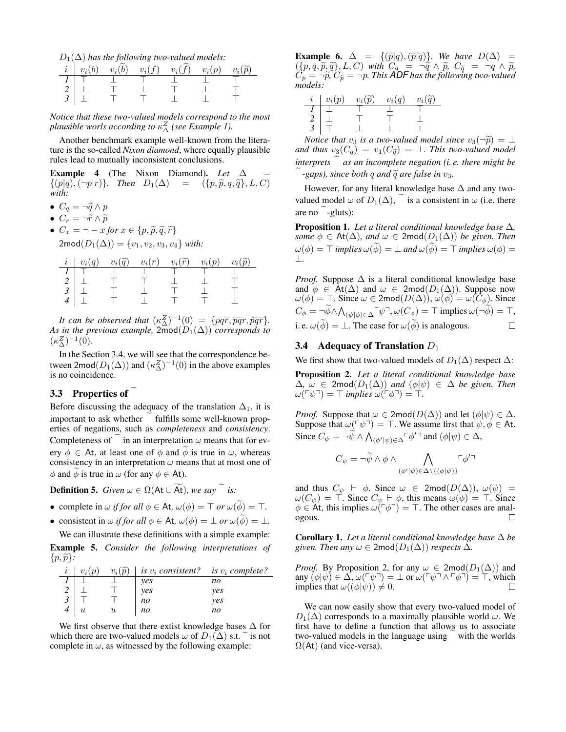$D_1(\Delta)$ *has the following two-valued models:*

| $i$ | $v_i(b)$ | $v_i(\widetilde{b})$ | $v_i(f)$ | $v_i(\widetilde{f})$ | $v_i(p)$ | $v_i(\widetilde{p})$ |
|---|---|---|---|---|---|---|
| *1* | $\top$ | $\bot$ | $\top$ | $\bot$ | $\bot$ | $\top$ |
| *2* | $\bot$ | $\top$ | $\bot$ | $\top$ | $\bot$ | $\top$ |
| *3* | $\bot$ | $\top$ | $\top$ | $\bot$ | $\bot$ | $\top$ |

*Notice that these two-valued models correspond to the most plausible worls according to $\kappa^Z_\Delta$ (see Example 1).*

Another benchmark example well-known from the literature is the so-called *Nixon diamond*, where equally plausible rules lead to mutually inconsistent conclusions.

**Example 4** (The Nixon Diamond)**.** *Let* $\Delta = \{(p|q), (\neg p|r)\}$*. Then* $D_1(\Delta) = (\{p, \widetilde{p}, q, \widetilde{q}\}, L, C)$ *with:*

- $C_q = \neg\widetilde{q} \wedge p$
- $C_r = \neg\widetilde{r} \wedge \widetilde{p}$
- $C_x = \neg - x$ *for* $x \in \{p, \widetilde{p}, \widetilde{q}, \widetilde{r}\}$

$\mathsf{2mod}(D_1(\Delta)) = \{v_1, v_2, v_3, v_4\}$ *with:*

| $i$ | $v_i(q)$ | $v_i(\widetilde{q})$ | $v_i(r)$ | $v_i(\widetilde{r})$ | $v_i(p)$ | $v_i(\widetilde{p})$ |
|---|---|---|---|---|---|---|
| *1* | $\top$ | $\bot$ | $\bot$ | $\top$ | $\top$ | $\bot$ |
| *2* | $\bot$ | $\top$ | $\top$ | $\bot$ | $\bot$ | $\top$ |
| *3* | $\bot$ | $\top$ | $\bot$ | $\top$ | $\bot$ | $\top$ |
| *4* | $\bot$ | $\top$ | $\bot$ | $\top$ | $\top$ | $\bot$ |

*It can be observed that* $(\kappa^Z_\Delta)^{-1}(0) = \{pq\overline{r}, \overline{pq}r, \dot{p}\overline{qr}\}$*. As in the previous example,* $\mathsf{2mod}(D_1(\Delta))$ *corresponds to* $(\kappa^Z_\Delta)^{-1}(0)$*.*

In the Section 3.4, we will see that the correspondence between $\mathsf{2mod}(D_1(\Delta))$ and $(\kappa^Z_\Delta)^{-1}(0)$ in the above examples is no coincidence.

### 3.3 Properties of $\widetilde{\ }$

Before discussing the adequacy of the translation $\Delta_1$, it is important to ask whether $\widetilde{\ }$ fulfills some well-known properties of negations, such as *completeness* and *consistency*. Completeness of $\widetilde{\ }$ in an interpretation $\omega$ means that for every $\phi \in \mathsf{At}$, at least one of $\phi$ and $\widetilde{\phi}$ is true in $\omega$, whereas consistency in an interpretation $\omega$ means that at most one of $\phi$ and $\widetilde{\phi}$ is true in $\omega$ (for any $\phi \in \mathsf{At}$).

**Definition 5.** *Given* $\omega \in \Omega(\mathsf{At} \cup \widetilde{\mathsf{At}})$*, we say* $\widetilde{\ }$ *is:*

- complete in $\omega$ *if for all* $\phi \in \mathsf{At}$*,* $\omega(\phi) = \top$ *or* $\omega(\widetilde{\phi}) = \top$*.*
- consistent in $\omega$ *if for all* $\phi \in \mathsf{At}$*,* $\omega(\phi) = \bot$ *or* $\omega(\widetilde{\phi}) = \bot$*.*

We can illustrate these definitions with a simple example:

**Example 5.** *Consider the following interpretations of* $\{p, \widetilde{p}\}$*:*

| $i$ | $v_i(p)$ | $v_i(\widetilde{p})$ | *is* $v_i$ *consistent?* | *is* $v_i$ *complete?* |
|---|---|---|---|---|
| *1* | $\bot$ | $\bot$ | *yes* | *no* |
| *2* | $\bot$ | $\top$ | *yes* | *yes* |
| *3* | $\top$ | $\top$ | *no* | *yes* |
| *4* | $u$ | $u$ | *no* | *no* |

We first observe that there extist knowledge bases $\Delta$ for which there are two-valued models $\omega$ of $D_1(\Delta)$ s.t. $\widetilde{\ }$ is not complete in $\omega$, as witnessed by the following example:

**Example 6.** $\Delta = \{(\overline{p}|q), (\overline{p}|\overline{q})\}$*. We have* $D(\Delta) = (\{p, q, \widetilde{p}, \widetilde{q}\}, L, C)$ *with* $C_q = \neg\widetilde{q} \wedge \widetilde{p}$*,* $C_{\widetilde{q}} = \neg q \wedge \widetilde{p}$*,* $C_p = \neg\widetilde{p}$*,* $C_{\widetilde{p}} = \neg p$*. This ADF has the following two-valued models:*

| $i$ | $v_i(p)$ | $v_i(\widetilde{p})$ | $v_i(q)$ | $v_i(\widetilde{q})$ |
|---|---|---|---|---|
| *1* | $\bot$ | $\top$ | $\bot$ | $\top$ |
| *2* | $\bot$ | $\top$ | $\top$ | $\bot$ |
| *3* | $\top$ | $\bot$ | $\bot$ | $\bot$ |

*Notice that* $v_3$ *is a two-valued model since* $v_3(\neg\widetilde{p}) = \bot$ *and thus* $v_3(C_q) = v_1(C_{\widetilde{q}}) = \bot$*. This two-valued model interprets* $\widetilde{\ }$ *as an incomplete negation (i. e. there might be* $\widetilde{\ }$*-gaps), since both* $q$ *and* $\widetilde{q}$ *are false in* $v_3$*.*

However, for any literal knowledge base $\Delta$ and any two-valued model $\omega$ of $D_1(\Delta)$, $\widetilde{\ }$ is a consistent in $\omega$ (i.e. there are no $\widetilde{\ }$-gluts):

**Proposition 1.** *Let a literal conditional knowledge base* $\Delta$*, some* $\phi \in \mathsf{At}(\Delta)$*, and* $\omega \in \mathsf{2mod}(D_1(\Delta))$ *be given. Then* $\omega(\phi) = \top$ *implies* $\omega(\widetilde{\phi}) = \bot$ *and* $\omega(\widetilde{\phi}) = \top$ *implies* $\omega(\phi) = \bot$*.*

*Proof.* Suppose $\Delta$ is a literal conditional knowledge base and $\phi \in \mathsf{At}(\Delta)$ and $\omega \in \mathsf{2mod}(D_1(\Delta))$. Suppose now $\omega(\phi) = \top$. Since $\omega \in \mathsf{2mod}(D(\Delta))$, $\omega(\phi) = \omega(C_\phi)$. Since $C_\phi = \neg\widetilde{\phi} \wedge \bigwedge_{(\psi|\phi) \in \Delta} \ulcorner\psi\urcorner$, $\omega(C_\phi) = \top$ implies $\omega(\neg\widetilde{\phi}) = \top$, i. e. $\omega(\widetilde{\phi}) = \bot$. The case for $\omega(\widetilde{\phi})$ is analogous. $\square$

### 3.4 Adequacy of Translation $D_1$

We first show that two-valued models of $D_1(\Delta)$ respect $\Delta$:

**Proposition 2.** *Let a literal conditional knowledge base* $\Delta$*,* $\omega \in \mathsf{2mod}(D_1(\Delta))$ *and* $(\phi|\psi) \in \Delta$ *be given. Then* $\omega(\ulcorner\psi\urcorner) = \top$ *implies* $\omega(\ulcorner\phi\urcorner) = \top$*.*

*Proof.* Suppose that $\omega \in \mathsf{2mod}(D(\Delta))$ and let $(\phi|\psi) \in \Delta$. Suppose that $\omega(\ulcorner\psi\urcorner) = \top$. We assume first that $\psi, \phi \in \mathsf{At}$. Since $C_\psi = \neg\widetilde{\psi} \wedge \bigwedge_{(\phi'|\psi) \in \Delta} \ulcorner\phi'\urcorner$ and $(\phi|\psi) \in \Delta$,

$$C_\psi = \neg\widetilde{\psi} \wedge \phi \wedge \bigwedge_{(\phi'|\psi) \in \Delta \setminus \{(\phi|\psi)\}} \ulcorner\phi'\urcorner$$

and thus $C_\psi \vdash \phi$. Since $\omega \in \mathsf{2mod}(D(\Delta))$, $\omega(\psi) = \omega(C_\psi) = \top$. Since $C_\psi \vdash \phi$, this means $\omega(\phi) = \top$. Since $\phi \in \mathsf{At}$, this implies $\omega(\ulcorner\phi\urcorner) = \top$. The other cases are analogous. $\square$

**Corollary 1.** *Let a literal conditional knowledge base* $\Delta$ *be given. Then any* $\omega \in \mathsf{2mod}(D_1(\Delta))$ *respects* $\Delta$*.*

*Proof.* By Proposition 2, for any $\omega \in \mathsf{2mod}(D_1(\Delta))$ and any $(\phi|\psi) \in \Delta$, $\omega(\ulcorner\psi\urcorner) = \bot$ or $\omega(\ulcorner\psi\urcorner \wedge \ulcorner\phi\urcorner) = \top$, which implies that $\omega((\phi|\psi)) \neq 0$. $\square$

We can now easily show that every two-valued model of $D_1(\Delta)$ corresponds to a maximally plausible world $\omega$. We first have to define a function that allows us to associate two-valued models in the language using $\widetilde{\ }$ with the worlds $\Omega(\mathsf{At})$ (and vice-versa).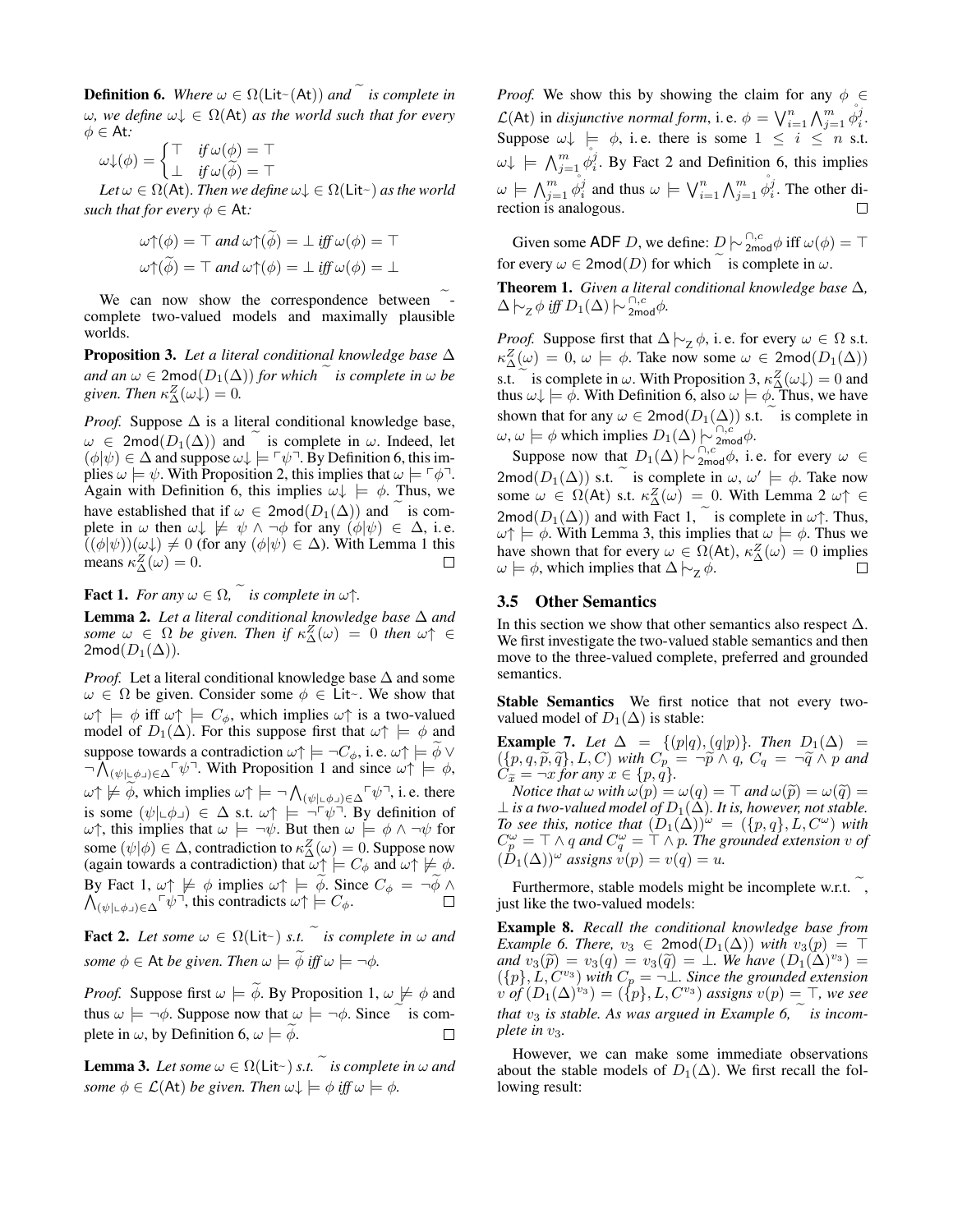**Definition 6.** *Where $\omega \in \Omega(\mathsf{Lit}^{\sim}(\mathsf{At}))$ and $\widetilde{}$ is complete in $\omega$, we define $\omega\!\downarrow \in \Omega(\mathsf{At})$ as the world such that for every $\phi \in \mathsf{At}$:*

$$\omega\!\downarrow\!(\phi) = \begin{cases} \top & \text{if } \omega(\phi) = \top \\ \bot & \text{if } \omega(\widetilde{\phi}) = \top \end{cases}$$

*Let $\omega \in \Omega(\mathsf{At})$. Then we define $\omega\!\downarrow \in \Omega(\mathsf{Lit}^{\sim})$ as the world such that for every $\phi \in \mathsf{At}$:*

$$\omega\!\uparrow\!(\phi) = \top \text{ and } \omega\!\uparrow\!(\widetilde{\phi}) = \bot \text{ iff } \omega(\phi) = \top$$
$$\omega\!\uparrow\!(\widetilde{\phi}) = \top \text{ and } \omega\!\uparrow\!(\phi) = \bot \text{ iff } \omega(\phi) = \bot$$

We can now show the correspondence between $\widetilde{}$-complete two-valued models and maximally plausible worlds.

**Proposition 3.** *Let a literal conditional knowledge base $\Delta$ and an $\omega \in 2\mathsf{mod}(D_1(\Delta))$ for which $\widetilde{}$ is complete in $\omega$ be given. Then $\kappa^Z_\Delta(\omega\!\downarrow) = 0$.*

*Proof.* Suppose $\Delta$ is a literal conditional knowledge base, $\omega \in 2\mathsf{mod}(D_1(\Delta))$ and $\widetilde{}$ is complete in $\omega$. Indeed, let $(\phi|\psi) \in \Delta$ and suppose $\omega\!\downarrow \models \ulcorner\psi\urcorner$. By Definition 6, this implies $\omega \models \psi$. With Proposition 2, this implies that $\omega \models \ulcorner\phi\urcorner$. Again with Definition 6, this implies $\omega\!\downarrow \models \phi$. Thus, we have established that if $\omega \in 2\mathsf{mod}(D_1(\Delta))$ and $\widetilde{}$ is complete in $\omega$ then $\omega\!\downarrow \not\models \psi \wedge \neg\phi$ for any $(\phi|\psi) \in \Delta$, i.e. $((\phi|\psi))(\omega\!\downarrow) \neq 0$ (for any $(\phi|\psi) \in \Delta$). With Lemma 1 this means $\kappa^Z_\Delta(\omega) = 0$. $\square$

**Fact 1.** *For any $\omega \in \Omega$, $\widetilde{}$ is complete in $\omega\!\uparrow$.*

**Lemma 2.** *Let a literal conditional knowledge base $\Delta$ and some $\omega \in \Omega$ be given. Then if $\kappa^Z_\Delta(\omega) = 0$ then $\omega\!\uparrow \in 2\mathsf{mod}(D_1(\Delta))$.*

*Proof.* Let a literal conditional knowledge base $\Delta$ and some $\omega \in \Omega$ be given. Consider some $\phi \in \mathsf{Lit}^{\sim}$. We show that $\omega\!\uparrow \models \phi$ iff $\omega\!\uparrow \models C_\phi$, which implies $\omega\!\uparrow$ is a two-valued model of $D_1(\Delta)$. For this suppose first that $\omega\!\uparrow \models \phi$ and suppose towards a contradiction $\omega\!\uparrow \models \neg C_\phi$, i.e. $\omega\!\uparrow \models \widetilde{\phi} \vee \neg \bigwedge_{(\psi|\llcorner\phi\lrcorner)\in\Delta} \ulcorner\psi\urcorner$. With Proposition 1 and since $\omega\!\uparrow \models \phi$, $\omega\!\uparrow \not\models \widetilde{\phi}$, which implies $\omega\!\uparrow \models \neg \bigwedge_{(\psi|\llcorner\phi\lrcorner)\in\Delta} \ulcorner\psi\urcorner$, i.e. there is some $(\psi|\llcorner\phi\lrcorner) \in \Delta$ s.t. $\omega\!\uparrow \models \neg\ulcorner\psi\urcorner$. By definition of $\omega\!\uparrow$, this implies that $\omega \models \neg\psi$. But then $\omega \models \phi \wedge \neg\psi$ for some $(\psi|\phi) \in \Delta$, contradiction to $\kappa^Z_\Delta(\omega) = 0$. Suppose now (again towards a contradiction) that $\omega\!\uparrow \models C_\phi$ and $\omega\!\uparrow \not\models \phi$. By Fact 1, $\omega\!\uparrow \not\models \phi$ implies $\omega\!\uparrow \models \widetilde{\phi}$. Since $C_\phi = \neg\widetilde{\phi} \wedge \bigwedge_{(\psi|\llcorner\phi\lrcorner)\in\Delta} \ulcorner\psi\urcorner$, this contradicts $\omega\!\uparrow \models C_\phi$. $\square$

**Fact 2.** *Let some $\omega \in \Omega(\mathsf{Lit}^{\sim})$ s.t. $\widetilde{}$ is complete in $\omega$ and some $\phi \in \mathsf{At}$ be given. Then $\omega \models \widetilde{\phi}$ iff $\omega \models \neg\phi$.*

*Proof.* Suppose first $\omega \models \widetilde{\phi}$. By Proposition 1, $\omega \not\models \phi$ and thus $\omega \models \neg\phi$. Suppose now that $\omega \models \neg\phi$. Since $\widetilde{}$ is complete in $\omega$, by Definition 6, $\omega \models \widetilde{\phi}$. $\square$

**Lemma 3.** *Let some $\omega \in \Omega(\mathsf{Lit}^{\sim})$ s.t. $\widetilde{}$ is complete in $\omega$ and some $\phi \in \mathcal{L}(\mathsf{At})$ be given. Then $\omega\!\downarrow \models \phi$ iff $\omega \models \phi$.*

*Proof.* We show this by showing the claim for any $\phi \in \mathcal{L}(\mathsf{At})$ in *disjunctive normal form*, i.e. $\phi = \bigvee_{i=1}^n \bigwedge_{j=1}^m \mathring{\phi}_i^j$. Suppose $\omega\!\downarrow \models \phi$, i.e. there is some $1 \leq i \leq n$ s.t. $\omega\!\downarrow \models \bigwedge_{j=1}^m \mathring{\phi}_i^j$. By Fact 2 and Definition 6, this implies $\omega \models \bigwedge_{j=1}^m \mathring{\phi}_i^j$ and thus $\omega \models \bigvee_{i=1}^n \bigwedge_{j=1}^m \mathring{\phi}_i^j$. The other direction is analogous. $\square$

Given some ADF $D$, we define: $D \mathrel{|\!\sim}^{\cap,c}_{2\mathsf{mod}} \phi$ iff $\omega(\phi) = \top$ for every $\omega \in 2\mathsf{mod}(D)$ for which $\widetilde{}$ is complete in $\omega$.

**Theorem 1.** *Given a literal conditional knowledge base $\Delta$, $\Delta \mathrel{|\!\sim}_Z \phi$ iff $D_1(\Delta) \mathrel{|\!\sim}^{\cap,c}_{2\mathsf{mod}} \phi$.*

*Proof.* Suppose first that $\Delta \mathrel{|\!\sim}_Z \phi$, i.e. for every $\omega \in \Omega$ s.t. $\kappa^Z_\Delta(\omega) = 0$, $\omega \models \phi$. Take now some $\omega \in 2\mathsf{mod}(D_1(\Delta))$ s.t. $\widetilde{}$ is complete in $\omega$. With Proposition 3, $\kappa^Z_\Delta(\omega\!\downarrow) = 0$ and thus $\omega\!\downarrow \models \phi$. With Definition 6, also $\omega \models \phi$. Thus, we have shown that for any $\omega \in 2\mathsf{mod}(D_1(\Delta))$ s.t. $\widetilde{}$ is complete in $\omega$, $\omega \models \phi$ which implies $D_1(\Delta) \mathrel{|\!\sim}^{\cap,c}_{2\mathsf{mod}} \phi$.

Suppose now that $D_1(\Delta) \mathrel{|\!\sim}^{\cap,c}_{2\mathsf{mod}} \phi$, i.e. for every $\omega \in 2\mathsf{mod}(D_1(\Delta))$ s.t. $\widetilde{}$ is complete in $\omega$, $\omega' \models \phi$. Take now some $\omega \in \Omega(\mathsf{At})$ s.t. $\kappa^Z_\Delta(\omega) = 0$. With Lemma 2 $\omega\!\uparrow \in 2\mathsf{mod}(D_1(\Delta))$ and with Fact 1, $\widetilde{}$ is complete in $\omega\!\uparrow$. Thus, $\omega\!\uparrow \models \phi$. With Lemma 3, this implies that $\omega \models \phi$. Thus we have shown that for every $\omega \in \Omega(\mathsf{At})$, $\kappa^Z_\Delta(\omega) = 0$ implies $\omega \models \phi$, which implies that $\Delta \mathrel{|\!\sim}_Z \phi$. $\square$

### 3.5 Other Semantics

In this section we show that other semantics also respect $\Delta$. We first investigate the two-valued stable semantics and then move to the three-valued complete, preferred and grounded semantics.

**Stable Semantics** We first notice that not every two-valued model of $D_1(\Delta)$ is stable:

**Example 7.** *Let $\Delta = \{(p|q), (q|p)\}$. Then $D_1(\Delta) = (\{p, q, \widetilde{p}, \widetilde{q}\}, L, C)$ with $C_p = \neg\widetilde{p} \wedge q$, $C_q = \neg\widetilde{q} \wedge p$ and $C_{\widetilde{x}} = \neg x$ for any $x \in \{p, q\}$.*

*Notice that $\omega$ with $\omega(p) = \omega(q) = \top$ and $\omega(\widetilde{p}) = \omega(\widetilde{q}) = \bot$ is a two-valued model of $D_1(\Delta)$. It is, however, not stable. To see this, notice that $(D_1(\Delta))^\omega = (\{p, q\}, L, C^\omega)$ with $C^\omega_p = \top \wedge q$ and $C^\omega_q = \top \wedge p$. The grounded extension $v$ of $(D_1(\Delta))^\omega$ assigns $v(p) = v(q) = u$.*

Furthermore, stable models might be incomplete w.r.t. $\widetilde{}$, just like the two-valued models:

**Example 8.** *Recall the conditional knowledge base from Example 6. There, $v_3 \in 2\mathsf{mod}(D_1(\Delta))$ with $v_3(p) = \top$ and $v_3(\widetilde{p}) = v_3(q) = v_3(\widetilde{q}) = \bot$. We have $(D_1(\Delta)^{v_3}) = (\{p\}, L, C^{v_3})$ with $C_p = \neg\bot$. Since the grounded extension $v$ of $(D_1(\Delta)^{v_3}) = (\{p\}, L, C^{v_3})$ assigns $v(p) = \top$, we see that $v_3$ is stable. As was argued in Example 6, $\widetilde{}$ is incomplete in $v_3$.*

However, we can make some immediate observations about the stable models of $D_1(\Delta)$. We first recall the following result: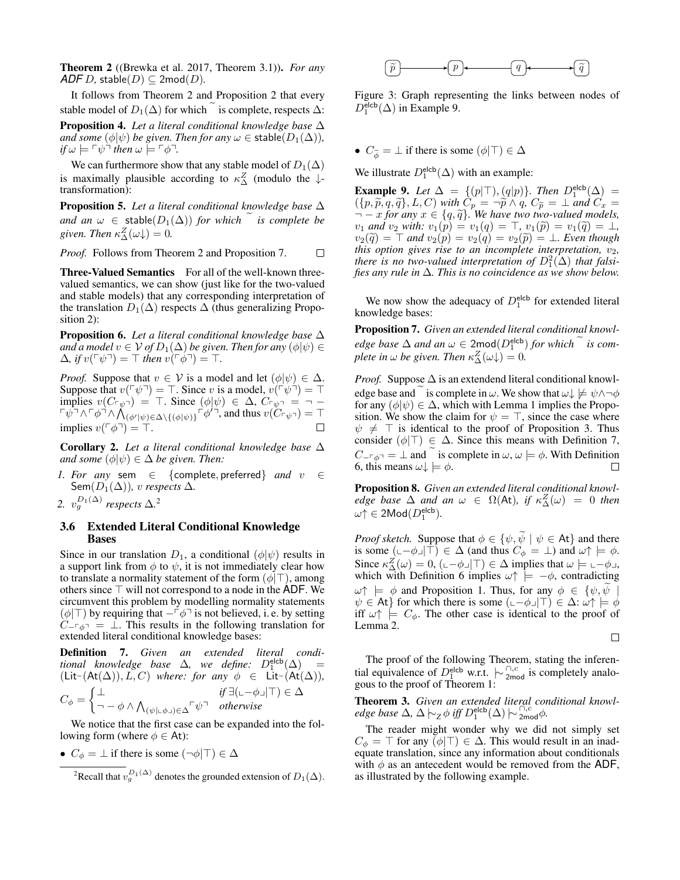**Theorem 2** ((Brewka et al. 2017, Theorem 3.1)). *For any ADF $D$, $\mathsf{stable}(D) \subseteq \mathsf{2mod}(D)$.*

It follows from Theorem 2 and Proposition 2 that every stable model of $D_1(\Delta)$ for which $\widetilde{\ }$ is complete, respects $\Delta$:

**Proposition 4.** *Let a literal conditional knowledge base $\Delta$ and some $(\phi|\psi)$ be given. Then for any $\omega \in \mathsf{stable}(D_1(\Delta))$, if $\omega \models \ulcorner\psi\urcorner$ then $\omega \models \ulcorner\phi\urcorner$.*

We can furthermore show that any stable model of $D_1(\Delta)$ is maximally plausible according to $\kappa^Z_\Delta$ (modulo the $\downarrow$-transformation):

**Proposition 5.** *Let a literal conditional knowledge base $\Delta$ and an $\omega \in \mathsf{stable}(D_1(\Delta))$ for which $\widetilde{\ }$ is complete be given. Then $\kappa^Z_\Delta(\omega\downarrow) = 0$.*

*Proof.* Follows from Theorem 2 and Proposition 7. □

**Three-Valued Semantics** For all of the well-known three-valued semantics, we can show (just like for the two-valued and stable models) that any corresponding interpretation of the translation $D_1(\Delta)$ respects $\Delta$ (thus generalizing Proposition 2):

**Proposition 6.** *Let a literal conditional knowledge base $\Delta$ and a model $v \in \mathcal{V}$ of $D_1(\Delta)$ be given. Then for any $(\phi|\psi) \in \Delta$, if $v(\ulcorner\psi\urcorner) = \top$ then $v(\ulcorner\phi\urcorner) = \top$.*

*Proof.* Suppose that $v \in \mathcal{V}$ is a model and let $(\phi|\psi) \in \Delta$. Suppose that $v(\ulcorner\psi\urcorner) = \top$. Since $v$ is a model, $v(\ulcorner\psi\urcorner) = \top$ implies $v(C_{\ulcorner\psi\urcorner}) = \top$. Since $(\phi|\psi) \in \Delta$, $C_{\ulcorner\psi\urcorner} = \neg - \ulcorner\psi\urcorner \wedge \ulcorner\phi\urcorner \wedge \bigwedge_{(\phi'|\psi)\in\Delta\setminus\{(\phi|\psi)\}} \ulcorner\phi'\urcorner$, and thus $v(C_{\ulcorner\psi\urcorner}) = \top$ implies $v(\ulcorner\phi\urcorner) = \top$. □

**Corollary 2.** *Let a literal conditional knowledge base $\Delta$ and some $(\phi|\psi) \in \Delta$ be given. Then:*

1. *For any $\mathsf{sem} \in \{\mathsf{complete}, \mathsf{preferred}\}$ and $v \in \mathsf{Sem}(D_1(\Delta))$, $v$ respects $\Delta$.*
2. *$v_g^{D_1(\Delta)}$ respects $\Delta$.*[2]

## 3.6 Extended Literal Conditional Knowledge Bases

Since in our translation $D_1$, a conditional $(\phi|\psi)$ results in a support link from $\phi$ to $\psi$, it is not immediately clear how to translate a normality statement of the form $(\phi|\top)$, among others since $\top$ will not correspond to a node in the ADF. We circumvent this problem by modelling normality statements $(\phi|\top)$ by requiring that $-\ulcorner\phi\urcorner$ is not believed, i. e. by setting $C_{-\ulcorner\phi\urcorner} = \bot$. This results in the following translation for extended literal conditional knowledge bases:

**Definition 7.** *Given an extended literal conditional knowledge base $\Delta$, we define: $D_1^{\mathsf{elcb}}(\Delta) = (\mathsf{Lit}^{\sim}(\mathsf{At}(\Delta)), L, C)$ where: for any $\phi \in \mathsf{Lit}^{\sim}(\mathsf{At}(\Delta))$,*

$$C_\phi = \begin{cases} \bot & \text{if } \exists(\llcorner -\phi \lrcorner|\top) \in \Delta \\ \neg - \phi \wedge \bigwedge_{(\psi|\llcorner\phi\lrcorner)\in\Delta} \ulcorner\psi\urcorner & \text{otherwise} \end{cases}$$

We notice that the first case can be expanded into the following form (where $\phi \in \mathsf{At}$):

- $C_\phi = \bot$ if there is some $(\neg\phi|\top) \in \Delta$
- $C_{\widetilde{\phi}} = \bot$ if there is some $(\phi|\top) \in \Delta$

[2] Recall that $v_g^{D_1(\Delta)}$ denotes the grounded extension of $D_1(\Delta)$.

$\widetilde{p} \longrightarrow p \longleftarrow q \longleftrightarrow \widetilde{q}$

Figure 3: Graph representing the links between nodes of $D_1^{\mathsf{elcb}}(\Delta)$ in Example 9.

We illustrate $D_1^{\mathsf{elcb}}(\Delta)$ with an example:

**Example 9.** *Let $\Delta = \{(p|\top), (q|p)\}$. Then $D_1^{\mathsf{elcb}}(\Delta) = (\{p, \widetilde{p}, q, \widetilde{q}\}, L, C)$ with $C_p = \neg\widetilde{p} \wedge q$, $C_{\widetilde{p}} = \bot$ and $C_x = \neg - x$ for any $x \in \{q, \widetilde{q}\}$. We have two two-valued models, $v_1$ and $v_2$ with: $v_1(p) = v_1(q) = \top$, $v_1(\widetilde{p}) = v_1(\widetilde{q}) = \bot$, $v_2(\widetilde{q}) = \top$ and $v_2(p) = v_2(q) = v_2(\widetilde{p}) = \bot$. Even though this option gives rise to an incomplete interpretation, $v_2$, there is no two-valued interpretation of $D_1^2(\Delta)$ that falsifies any rule in $\Delta$. This is no coincidence as we show below.*

We now show the adequacy of $D_1^{\mathsf{elcb}}$ for extended literal knowledge bases:

**Proposition 7.** *Given an extended literal conditional knowledge base $\Delta$ and an $\omega \in \mathsf{2mod}(D_1^{\mathsf{elcb}})$ for which $\widetilde{\ }$ is complete in $\omega$ be given. Then $\kappa^Z_\Delta(\omega\downarrow) = 0$.*

*Proof.* Suppose $\Delta$ is an extendend literal conditional knowledge base and $\widetilde{\ }$ is complete in $\omega$. We show that $\omega\downarrow \not\models \psi\wedge\neg\phi$ for any $(\phi|\psi) \in \Delta$, which with Lemma 1 implies the Proposition. We show the claim for $\psi = \top$, since the case where $\psi \neq \top$ is identical to the proof of Proposition 3. Thus consider $(\phi|\top) \in \Delta$. Since this means with Definition 7, $C_{-\ulcorner\phi\urcorner} = \bot$ and $\widetilde{\ }$ is complete in $\omega$, $\omega \models \phi$. With Definition 6, this means $\omega\downarrow \models \phi$. □

**Proposition 8.** *Given an extended literal conditional knowledge base $\Delta$ and an $\omega \in \Omega(\mathsf{At})$, if $\kappa^Z_\Delta(\omega) = 0$ then $\omega\uparrow \in \mathsf{2Mod}(D_1^{\mathsf{elcb}})$.*

*Proof sketch.* Suppose that $\phi \in \{\psi, \widetilde{\psi} \mid \psi \in \mathsf{At}\}$ and there is some $(\llcorner -\phi \lrcorner|\top) \in \Delta$ (and thus $C_\phi = \bot$) and $\omega\uparrow \models \phi$. Since $\kappa^Z_\Delta(\omega) = 0$, $(\llcorner -\phi \lrcorner|\top) \in \Delta$ implies that $\omega \models \llcorner -\phi \lrcorner$, which with Definition 6 implies $\omega\uparrow \models -\phi$, contradicting $\omega\uparrow \models \phi$ and Proposition 1. Thus, for any $\phi \in \{\psi, \widetilde{\psi} \mid \psi \in \mathsf{At}\}$ for which there is some $(\llcorner -\phi \lrcorner|\top) \in \Delta$: $\omega\uparrow \models \phi$ iff $\omega\uparrow \models C_\phi$. The other case is identical to the proof of Lemma 2. □

The proof of the following Theorem, stating the inferential equivalence of $D_1^{\mathsf{elcb}}$ w.r.t. $\mid\!\sim^{\cap,c}_{\mathsf{2mod}}$ is completely analogous to the proof of Theorem 1:

**Theorem 3.** *Given an extended literal conditional knowledge base $\Delta$, $\Delta \mid\!\sim_Z \phi$ iff $D_1^{\mathsf{elcb}}(\Delta) \mid\!\sim^{\cap,c}_{\mathsf{2mod}} \phi$.*

The reader might wonder why we did not simply set $C_\phi = \top$ for any $(\phi|\top) \in \Delta$. This would result in an inadequate translation, since any information about conditionals with $\phi$ as an antecedent would be removed from the ADF, as illustrated by the following example.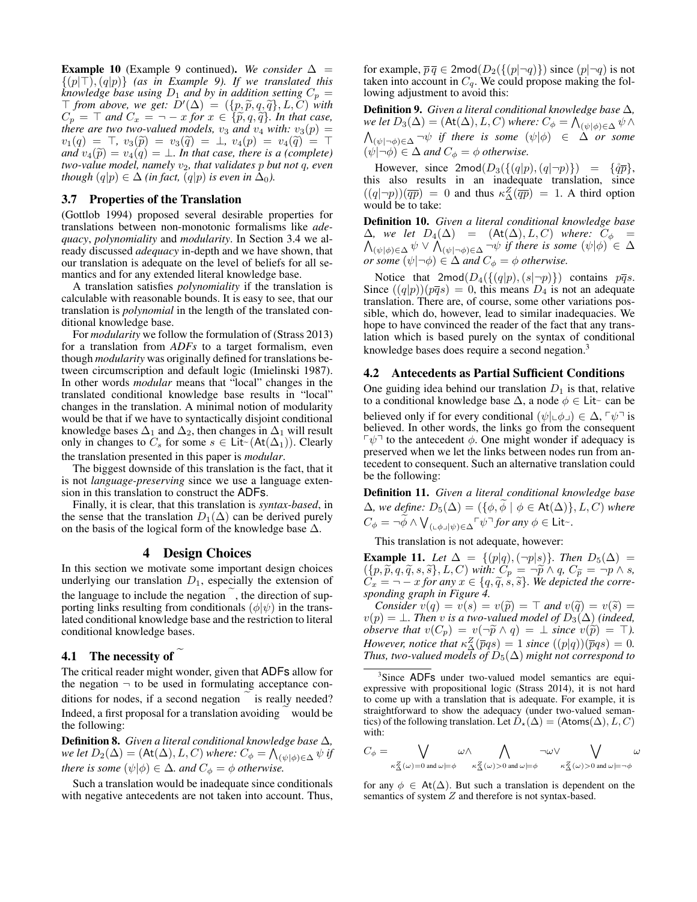**Example 10** (Example 9 continued). *We consider $\Delta = \{(p|\top),(q|p)\}$ (as in Example 9). If we translated this knowledge base using $D_1$ and by in addition setting $C_p = \top$ from above, we get: $D'(\Delta) = (\{p,\widetilde{p},q,\widetilde{q}\},L,C)$ with $C_p = \top$ and $C_x = \neg - x$ for $x \in \{\widetilde{p},q,\widetilde{q}\}$. In that case, there are two two-valued models, $v_3$ and $v_4$ with: $v_3(p) = v_1(q) = \top$, $v_3(\widetilde{p}) = v_3(\widetilde{q}) = \bot$, $v_4(p) = v_4(\widetilde{q}) = \top$ and $v_4(\widetilde{p}) = v_4(q) = \bot$. In that case, there is a (complete) two-value model, namely $v_2$, that validates $p$ but not $q$, even though $(q|p) \in \Delta$ (in fact, $(q|p)$ is even in $\Delta_0$).*

### 3.7 Properties of the Translation

(Gottlob 1994) proposed several desirable properties for translations between non-monotonic formalisms like *adequacy*, *polynomiality* and *modularity*. In Section 3.4 we already discussed *adequacy* in-depth and we have shown, that our translation is adequate on the level of beliefs for all semantics and for any extended literal knowledge base.

A translation satisfies *polynomiality* if the translation is calculable with reasonable bounds. It is easy to see, that our translation is *polynomial* in the length of the translated conditional knowledge base.

For *modularity* we follow the formulation of (Strass 2013) for a translation from *ADFs* to a target formalism, even though *modularity* was originally defined for translations between circumscription and default logic (Imielinski 1987). In other words *modular* means that "local" changes in the translated conditional knowledge base results in "local" changes in the translation. A minimal notion of modularity would be that if we have to syntactically disjoint conditional knowledge bases $\Delta_1$ and $\Delta_2$, then changes in $\Delta_1$ will result only in changes to $C_s$ for some $s \in \mathsf{Lit}^{\sim}(\mathsf{At}(\Delta_1))$. Clearly the translation presented in this paper is *modular*.

The biggest downside of this translation is the fact, that it is not *language-preserving* since we use a language extension in this translation to construct the ADFs.

Finally, it is clear, that this translation is *syntax-based*, in the sense that the translation $D_1(\Delta)$ can be derived purely on the basis of the logical form of the knowledge base $\Delta$.

## 4 Design Choices

In this section we motivate some important design choices underlying our translation $D_1$, especially the extension of the language to include the negation $\widetilde{\ }$, the direction of supporting links resulting from conditionals $(\phi|\psi)$ in the translated conditional knowledge base and the restriction to literal conditional knowledge bases.

### 4.1 The necessity of $\widetilde{\ }$

The critical reader might wonder, given that ADFs allow for the negation $\neg$ to be used in formulating acceptance conditions for nodes, if a second negation $\widetilde{\ }$ is really needed? Indeed, a first proposal for a translation avoiding $\widetilde{\ }$ would be the following:

**Definition 8.** *Given a literal conditional knowledge base $\Delta$, we let $D_2(\Delta) = (\mathsf{At}(\Delta),L,C)$ where: $C_\phi = \bigwedge_{(\psi|\phi)\in\Delta}\psi$ if there is some $(\psi|\phi) \in \Delta$. and $C_\phi = \phi$ otherwise.*

Such a translation would be inadequate since conditionals with negative antecedents are not taken into account. Thus, for example, $\overline{p}\,\overline{q} \in 2\mathsf{mod}(D_2(\{(p|\neg q)\})$ since $(p|\neg q)$ is not taken into account in $C_q$. We could propose making the following adjustment to avoid this:

**Definition 9.** *Given a literal conditional knowledge base $\Delta$, we let $D_3(\Delta) = (\mathsf{At}(\Delta),L,C)$ where: $C_\phi = \bigwedge_{(\psi|\phi)\in\Delta}\psi \wedge \bigwedge_{(\psi|\neg\phi)\in\Delta}\neg\psi$ if there is some $(\psi|\phi) \in \Delta$ or some $(\psi|\neg\phi) \in \Delta$ and $C_\phi = \phi$ otherwise.*

However, since $2\mathsf{mod}(D_3(\{(q|p),(q|\neg p)\}) = \{\mathring{q}\overline{p}\}$, this also results in an inadequate translation, since $((q|\neg p))(\overline{qp}) = 0$ and thus $\kappa^Z_\Delta(\overline{qp}) = 1$. A third option would be to take:

**Definition 10.** *Given a literal conditional knowledge base $\Delta$, we let $D_4(\Delta) = (\mathsf{At}(\Delta),L,C)$ where: $C_\phi = \bigwedge_{(\psi|\phi)\in\Delta}\psi \vee \bigwedge_{(\psi|\neg\phi)\in\Delta}\neg\psi$ if there is some $(\psi|\phi) \in \Delta$ or some $(\psi|\neg\phi) \in \Delta$ and $C_\phi = \phi$ otherwise.*

Notice that $2\mathsf{mod}(D_4(\{(q|p),(s|\neg p)\})$ contains $p\overline{q}s$. Since $((q|p))(p\overline{q}s) = 0$, this means $D_4$ is not an adequate translation. There are, of course, some other variations possible, which do, however, lead to similar inadequacies. We hope to have convinced the reader of the fact that any translation which is based purely on the syntax of conditional knowledge bases does require a second negation.[3]

### 4.2 Antecedents as Partial Sufficient Conditions

One guiding idea behind our translation $D_1$ is that, relative to a conditional knowledge base $\Delta$, a node $\phi \in \mathsf{Lit}^{\sim}$ can be believed only if for every conditional $(\psi|\llcorner\phi\lrcorner) \in \Delta$, $\ulcorner\psi\urcorner$ is believed. In other words, the links go from the consequent $\ulcorner\psi\urcorner$ to the antecedent $\phi$. One might wonder if adequacy is preserved when we let the links between nodes run from antecedent to consequent. Such an alternative translation could be the following:

**Definition 11.** *Given a literal conditional knowledge base $\Delta$, we define: $D_5(\Delta) = (\{\phi,\widetilde{\phi} \mid \phi \in \mathsf{At}(\Delta)\},L,C)$ where $C_\phi = \neg\widetilde{\phi} \wedge \bigvee_{(\llcorner\phi\lrcorner|\psi)\in\Delta}\ulcorner\psi\urcorner$ for any $\phi \in \mathsf{Lit}^{\sim}$.*

This translation is not adequate, however:

**Example 11.** *Let $\Delta = \{(p|q),(\neg p|s)\}$. Then $D_5(\Delta) = (\{p,\widetilde{p},q,\widetilde{q},s,\widetilde{s}\},L,C)$ with: $C_p = \neg\widetilde{p} \wedge q$, $C_{\widetilde{p}} = \neg p \wedge s$, $C_x = \neg - x$ for any $x \in \{q,\widetilde{q},\widetilde{s},\widetilde{s}\}$. We depicted the corresponding graph in Figure 4.*

*Consider $v(q) = v(s) = v(\widetilde{p}) = \top$ and $v(\widetilde{q}) = v(\widetilde{s}) = v(p) = \bot$. Then $v$ is a two-valued model of $D_3(\Delta)$ (indeed, observe that $v(C_p) = v(\neg\widetilde{p} \wedge q) = \bot$ since $v(\widetilde{p}) = \top$). However, notice that $\kappa^Z_\Delta(\overline{p}qs) = 1$ since $((p|q))(\overline{p}qs) = 0$. Thus, two-valued models of $D_5(\Delta)$ might not correspond to*

[3] Since ADFs under two-valued model semantics are equiexpressive with propositional logic (Strass 2014), it is not hard to come up with a translation that is adequate. For example, it is straightforward to show the adequacy (under two-valued semantics) of the following translation. Let $D_\star(\Delta) = (\mathsf{Atoms}(\Delta),L,C)$ with:

$$C_\phi = \bigvee_{\kappa^Z_\Delta(\omega)=0 \text{ and } \omega\models\phi}\omega \wedge \bigwedge_{\kappa^Z_\Delta(\omega)>0 \text{ and } \omega\models\phi}\neg\omega \vee \bigvee_{\kappa^Z_\Delta(\omega)>0 \text{ and } \omega\models\neg\phi}\omega$$

for any $\phi \in \mathsf{At}(\Delta)$. But such a translation is dependent on the semantics of system $Z$ and therefore is not syntax-based.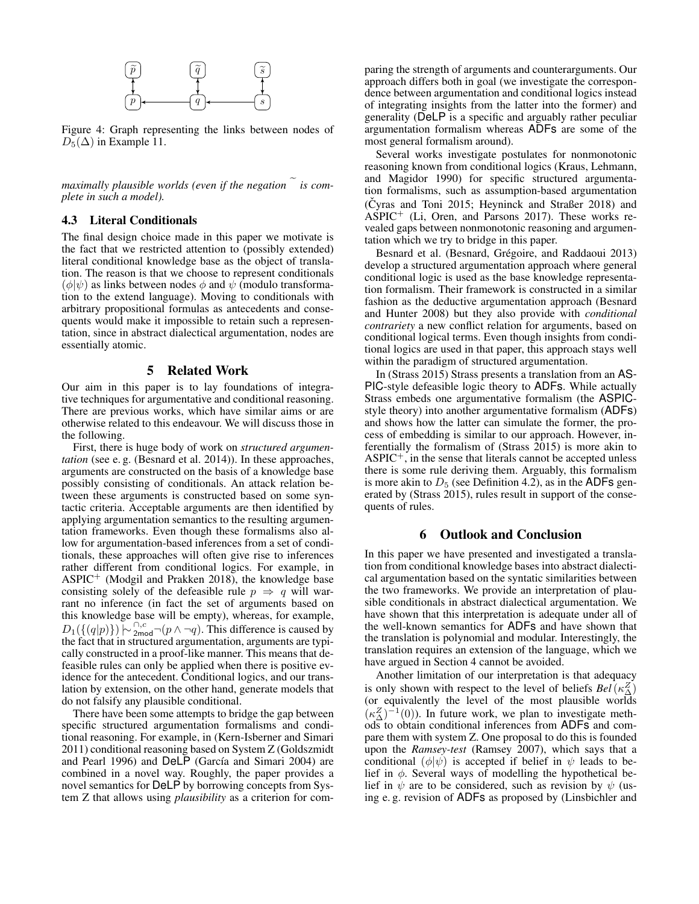Figure 4: Graph representing the links between nodes of $D_5(\Delta)$ in Example 11.

*maximally plausible worlds (even if the negation $\widetilde{}$ is complete in such a model).*

### 4.3 Literal Conditionals

The final design choice made in this paper we motivate is the fact that we restricted attention to (possibly extended) literal conditional knowledge base as the object of translation. The reason is that we choose to represent conditionals $(\phi|\psi)$ as links between nodes $\phi$ and $\psi$ (modulo transformation to the extend language). Moving to conditionals with arbitrary propositional formulas as antecedents and consequents would make it impossible to retain such a representation, since in abstract dialectical argumentation, nodes are essentially atomic.

## 5 Related Work

Our aim in this paper is to lay foundations of integrative techniques for argumentative and conditional reasoning. There are previous works, which have similar aims or are otherwise related to this endeavour. We will discuss those in the following.

First, there is huge body of work on *structured argumentation* (see e. g. (Besnard et al. 2014)). In these approaches, arguments are constructed on the basis of a knowledge base possibly consisting of conditionals. An attack relation between these arguments is constructed based on some syntactic criteria. Acceptable arguments are then identified by applying argumentation semantics to the resulting argumentation frameworks. Even though these formalisms also allow for argumentation-based inferences from a set of conditionals, these approaches will often give rise to inferences rather different from conditional logics. For example, in ASPIC$^+$ (Modgil and Prakken 2018), the knowledge base consisting solely of the defeasible rule $p \Rightarrow q$ will warrant no inference (in fact the set of arguments based on this knowledge base will be empty), whereas, for example, $D_1(\{(q|p)\}) \mathrel{|\!\sim}^{\cap,c}_{\mathsf{2mod}} \neg(p \wedge \neg q)$. This difference is caused by the fact that in structured argumentation, arguments are typically constructed in a proof-like manner. This means that defeasible rules can only be applied when there is positive evidence for the antecedent. Conditional logics, and our translation by extension, on the other hand, generate models that do not falsify any plausible conditional.

There have been some attempts to bridge the gap between specific structured argumentation formalisms and conditional reasoning. For example, in (Kern-Isberner and Simari 2011) conditional reasoning based on System Z (Goldszmidt and Pearl 1996) and DeLP (García and Simari 2004) are combined in a novel way. Roughly, the paper provides a novel semantics for DeLP by borrowing concepts from System Z that allows using *plausibility* as a criterion for comparing the strength of arguments and counterarguments. Our approach differs both in goal (we investigate the correspondence between argumentation and conditional logics instead of integrating insights from the latter into the former) and generality (DeLP is a specific and arguably rather peculiar argumentation formalism whereas ADFs are some of the most general formalism around).

Several works investigate postulates for nonmonotonic reasoning known from conditional logics (Kraus, Lehmann, and Magidor 1990) for specific structured argumentation formalisms, such as assumption-based argumentation (Čyras and Toni 2015; Heyninck and Straßer 2018) and ASPIC$^+$ (Li, Oren, and Parsons 2017). These works revealed gaps between nonmonotonic reasoning and argumentation which we try to bridge in this paper.

Besnard et al. (Besnard, Grégoire, and Raddaoui 2013) develop a structured argumentation approach where general conditional logic is used as the base knowledge representation formalism. Their framework is constructed in a similar fashion as the deductive argumentation approach (Besnard and Hunter 2008) but they also provide with *conditional contrariety* a new conflict relation for arguments, based on conditional logical terms. Even though insights from conditional logics are used in that paper, this approach stays well within the paradigm of structured argumentation.

In (Strass 2015) Strass presents a translation from an ASPIC-style defeasible logic theory to ADFs. While actually Strass embeds one argumentative formalism (the ASPIC-style theory) into another argumentative formalism (ADFs) and shows how the latter can simulate the former, the process of embedding is similar to our approach. However, inferentially the formalism of (Strass 2015) is more akin to ASPIC$^+$, in the sense that literals cannot be accepted unless there is some rule deriving them. Arguably, this formalism is more akin to $D_5$ (see Definition 4.2), as in the ADFs generated by (Strass 2015), rules result in support of the consequents of rules.

## 6 Outlook and Conclusion

In this paper we have presented and investigated a translation from conditional knowledge bases into abstract dialectical argumentation based on the syntactic similarities between the two frameworks. We provide an interpretation of plausible conditionals in abstract dialectical argumentation. We have shown that this interpretation is adequate under all of the well-known semantics for ADFs and have shown that the translation is polynomial and modular. Interestingly, the translation requires an extension of the language, which we have argued in Section 4 cannot be avoided.

Another limitation of our interpretation is that adequacy is only shown with respect to the level of beliefs $Bel(\kappa^Z_\Delta)$ (or equivalently the level of the most plausible worlds $(\kappa^Z_\Delta)^{-1}(0)$). In future work, we plan to investigate methods to obtain conditional inferences from ADFs and compare them with system Z. One proposal to do this is founded upon the *Ramsey-test* (Ramsey 2007), which says that a conditional $(\phi|\psi)$ is accepted if belief in $\psi$ leads to belief in $\phi$. Several ways of modelling the hypothetical belief in $\psi$ are to be considered, such as revision by $\psi$ (using e. g. revision of ADFs as proposed by (Linsbichler and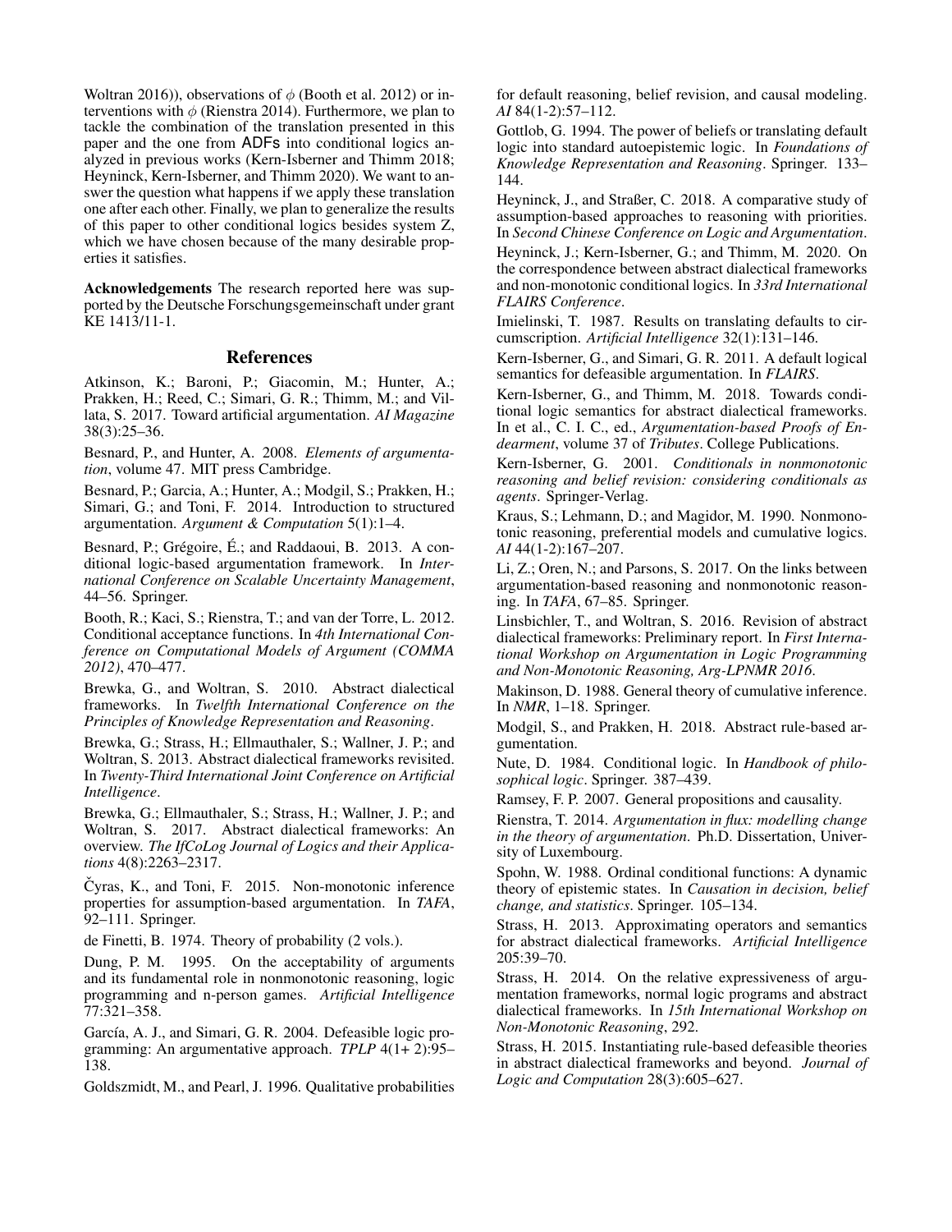Woltran 2016)), observations of $\phi$ (Booth et al. 2012) or interventions with $\phi$ (Rienstra 2014). Furthermore, we plan to tackle the combination of the translation presented in this paper and the one from ADFs into conditional logics analyzed in previous works (Kern-Isberner and Thimm 2018; Heyninck, Kern-Isberner, and Thimm 2020). We want to answer the question what happens if we apply these translation one after each other. Finally, we plan to generalize the results of this paper to other conditional logics besides system Z, which we have chosen because of the many desirable properties it satisfies.

**Acknowledgements** The research reported here was supported by the Deutsche Forschungsgemeinschaft under grant KE 1413/11-1.

## References

Atkinson, K.; Baroni, P.; Giacomin, M.; Hunter, A.; Prakken, H.; Reed, C.; Simari, G. R.; Thimm, M.; and Villata, S. 2017. Toward artificial argumentation. *AI Magazine* 38(3):25–36.

Besnard, P., and Hunter, A. 2008. *Elements of argumentation*, volume 47. MIT press Cambridge.

Besnard, P.; Garcia, A.; Hunter, A.; Modgil, S.; Prakken, H.; Simari, G.; and Toni, F. 2014. Introduction to structured argumentation. *Argument & Computation* 5(1):1–4.

Besnard, P.; Grégoire, É.; and Raddaoui, B. 2013. A conditional logic-based argumentation framework. In *International Conference on Scalable Uncertainty Management*, 44–56. Springer.

Booth, R.; Kaci, S.; Rienstra, T.; and van der Torre, L. 2012. Conditional acceptance functions. In *4th International Conference on Computational Models of Argument (COMMA 2012)*, 470–477.

Brewka, G., and Woltran, S. 2010. Abstract dialectical frameworks. In *Twelfth International Conference on the Principles of Knowledge Representation and Reasoning*.

Brewka, G.; Strass, H.; Ellmauthaler, S.; Wallner, J. P.; and Woltran, S. 2013. Abstract dialectical frameworks revisited. In *Twenty-Third International Joint Conference on Artificial Intelligence*.

Brewka, G.; Ellmauthaler, S.; Strass, H.; Wallner, J. P.; and Woltran, S. 2017. Abstract dialectical frameworks: An overview. *The IfCoLog Journal of Logics and their Applications* 4(8):2263–2317.

Čyras, K., and Toni, F. 2015. Non-monotonic inference properties for assumption-based argumentation. In *TAFA*, 92–111. Springer.

de Finetti, B. 1974. Theory of probability (2 vols.).

Dung, P. M. 1995. On the acceptability of arguments and its fundamental role in nonmonotonic reasoning, logic programming and n-person games. *Artificial Intelligence* 77:321–358.

García, A. J., and Simari, G. R. 2004. Defeasible logic programming: An argumentative approach. *TPLP* 4(1+ 2):95–138.

Goldszmidt, M., and Pearl, J. 1996. Qualitative probabilities for default reasoning, belief revision, and causal modeling. *AI* 84(1-2):57–112.

Gottlob, G. 1994. The power of beliefs or translating default logic into standard autoepistemic logic. In *Foundations of Knowledge Representation and Reasoning*. Springer. 133–144.

Heyninck, J., and Straßer, C. 2018. A comparative study of assumption-based approaches to reasoning with priorities. In *Second Chinese Conference on Logic and Argumentation*.

Heyninck, J.; Kern-Isberner, G.; and Thimm, M. 2020. On the correspondence between abstract dialectical frameworks and non-monotonic conditional logics. In *33rd International FLAIRS Conference*.

Imielinski, T. 1987. Results on translating defaults to circumscription. *Artificial Intelligence* 32(1):131–146.

Kern-Isberner, G., and Simari, G. R. 2011. A default logical semantics for defeasible argumentation. In *FLAIRS*.

Kern-Isberner, G., and Thimm, M. 2018. Towards conditional logic semantics for abstract dialectical frameworks. In et al., C. I. C., ed., *Argumentation-based Proofs of Endearment*, volume 37 of *Tributes*. College Publications.

Kern-Isberner, G. 2001. *Conditionals in nonmonotonic reasoning and belief revision: considering conditionals as agents*. Springer-Verlag.

Kraus, S.; Lehmann, D.; and Magidor, M. 1990. Nonmonotonic reasoning, preferential models and cumulative logics. *AI* 44(1-2):167–207.

Li, Z.; Oren, N.; and Parsons, S. 2017. On the links between argumentation-based reasoning and nonmonotonic reasoning. In *TAFA*, 67–85. Springer.

Linsbichler, T., and Woltran, S. 2016. Revision of abstract dialectical frameworks: Preliminary report. In *First International Workshop on Argumentation in Logic Programming and Non-Monotonic Reasoning, Arg-LPNMR 2016*.

Makinson, D. 1988. General theory of cumulative inference. In *NMR*, 1–18. Springer.

Modgil, S., and Prakken, H. 2018. Abstract rule-based argumentation.

Nute, D. 1984. Conditional logic. In *Handbook of philosophical logic*. Springer. 387–439.

Ramsey, F. P. 2007. General propositions and causality.

Rienstra, T. 2014. *Argumentation in flux: modelling change in the theory of argumentation*. Ph.D. Dissertation, University of Luxembourg.

Spohn, W. 1988. Ordinal conditional functions: A dynamic theory of epistemic states. In *Causation in decision, belief change, and statistics*. Springer. 105–134.

Strass, H. 2013. Approximating operators and semantics for abstract dialectical frameworks. *Artificial Intelligence* 205:39–70.

Strass, H. 2014. On the relative expressiveness of argumentation frameworks, normal logic programs and abstract dialectical frameworks. In *15th International Workshop on Non-Monotonic Reasoning*, 292.

Strass, H. 2015. Instantiating rule-based defeasible theories in abstract dialectical frameworks and beyond. *Journal of Logic and Computation* 28(3):605–627.